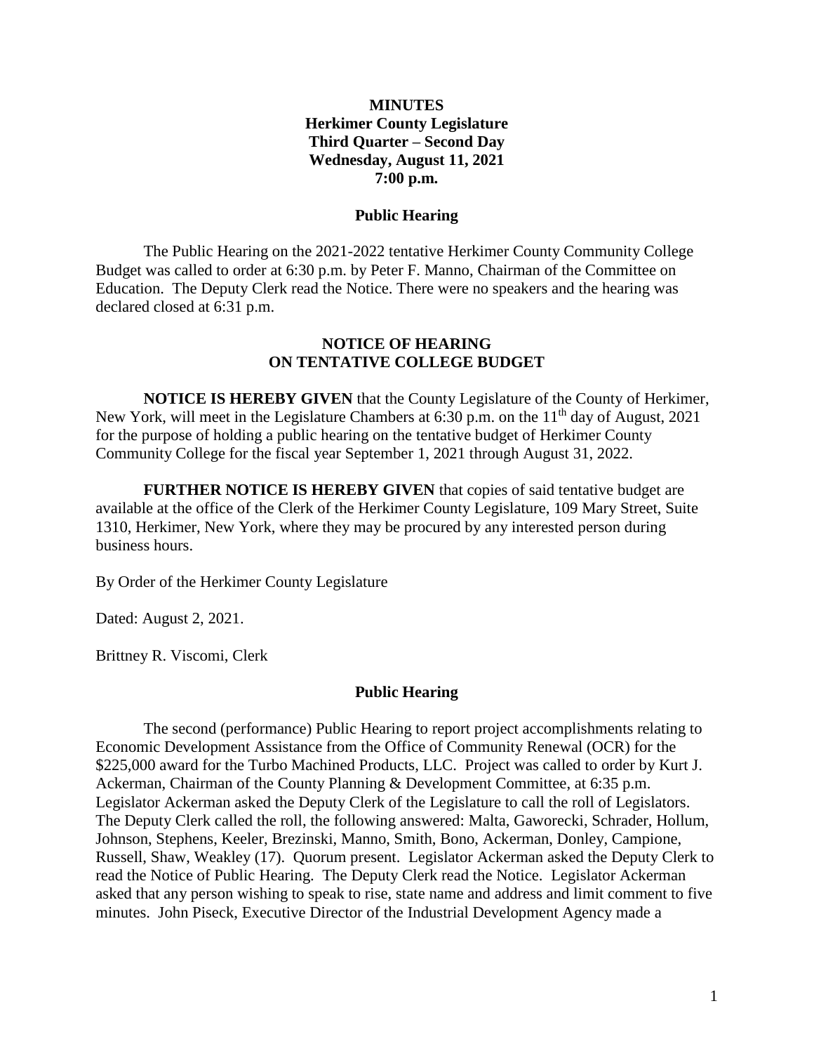**MINUTES**
**Herkimer County Legislature**
**Third Quarter – Second Day**
**Wednesday, August 11, 2021**
**7:00 p.m.**

## Public Hearing

The Public Hearing on the 2021-2022 tentative Herkimer County Community College Budget was called to order at 6:30 p.m. by Peter F. Manno, Chairman of the Committee on Education. The Deputy Clerk read the Notice. There were no speakers and the hearing was declared closed at 6:31 p.m.

## NOTICE OF HEARING ON TENTATIVE COLLEGE BUDGET

**NOTICE IS HEREBY GIVEN** that the County Legislature of the County of Herkimer, New York, will meet in the Legislature Chambers at 6:30 p.m. on the 11th day of August, 2021 for the purpose of holding a public hearing on the tentative budget of Herkimer County Community College for the fiscal year September 1, 2021 through August 31, 2022.

**FURTHER NOTICE IS HEREBY GIVEN** that copies of said tentative budget are available at the office of the Clerk of the Herkimer County Legislature, 109 Mary Street, Suite 1310, Herkimer, New York, where they may be procured by any interested person during business hours.

By Order of the Herkimer County Legislature

Dated: August 2, 2021.

Brittney R. Viscomi, Clerk

## Public Hearing

The second (performance) Public Hearing to report project accomplishments relating to Economic Development Assistance from the Office of Community Renewal (OCR) for the $225,000 award for the Turbo Machined Products, LLC. Project was called to order by Kurt J. Ackerman, Chairman of the County Planning & Development Committee, at 6:35 p.m. Legislator Ackerman asked the Deputy Clerk of the Legislature to call the roll of Legislators. The Deputy Clerk called the roll, the following answered: Malta, Gaworecki, Schrader, Hollum, Johnson, Stephens, Keeler, Brezinski, Manno, Smith, Bono, Ackerman, Donley, Campione, Russell, Shaw, Weakley (17). Quorum present. Legislator Ackerman asked the Deputy Clerk to read the Notice of Public Hearing. The Deputy Clerk read the Notice. Legislator Ackerman asked that any person wishing to speak to rise, state name and address and limit comment to five minutes. John Piseck, Executive Director of the Industrial Development Agency made a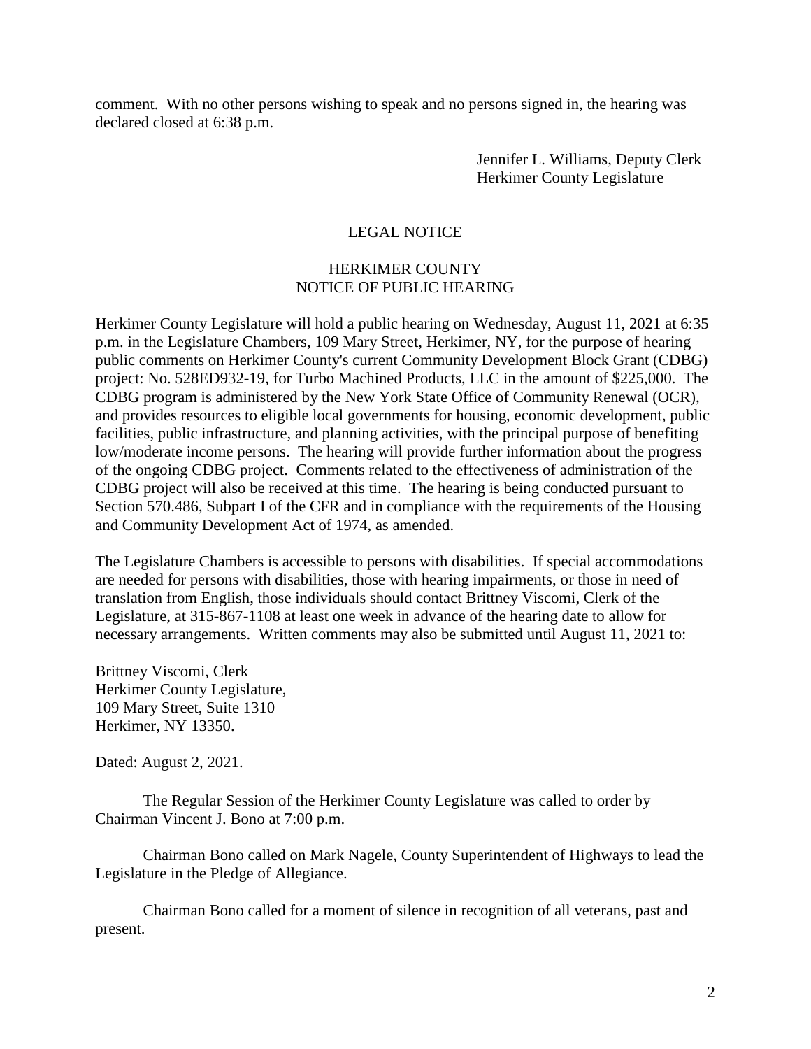comment. With no other persons wishing to speak and no persons signed in, the hearing was declared closed at 6:38 p.m.

Jennifer L. Williams, Deputy Clerk
Herkimer County Legislature

LEGAL NOTICE

HERKIMER COUNTY
NOTICE OF PUBLIC HEARING

Herkimer County Legislature will hold a public hearing on Wednesday, August 11, 2021 at 6:35 p.m. in the Legislature Chambers, 109 Mary Street, Herkimer, NY, for the purpose of hearing public comments on Herkimer County's current Community Development Block Grant (CDBG) project: No. 528ED932-19, for Turbo Machined Products, LLC in the amount of $225,000. The CDBG program is administered by the New York State Office of Community Renewal (OCR), and provides resources to eligible local governments for housing, economic development, public facilities, public infrastructure, and planning activities, with the principal purpose of benefiting low/moderate income persons. The hearing will provide further information about the progress of the ongoing CDBG project. Comments related to the effectiveness of administration of the CDBG project will also be received at this time. The hearing is being conducted pursuant to Section 570.486, Subpart I of the CFR and in compliance with the requirements of the Housing and Community Development Act of 1974, as amended.

The Legislature Chambers is accessible to persons with disabilities. If special accommodations are needed for persons with disabilities, those with hearing impairments, or those in need of translation from English, those individuals should contact Brittney Viscomi, Clerk of the Legislature, at 315-867-1108 at least one week in advance of the hearing date to allow for necessary arrangements. Written comments may also be submitted until August 11, 2021 to:

Brittney Viscomi, Clerk
Herkimer County Legislature,
109 Mary Street, Suite 1310
Herkimer, NY 13350.

Dated: August 2, 2021.

The Regular Session of the Herkimer County Legislature was called to order by Chairman Vincent J. Bono at 7:00 p.m.

Chairman Bono called on Mark Nagele, County Superintendent of Highways to lead the Legislature in the Pledge of Allegiance.

Chairman Bono called for a moment of silence in recognition of all veterans, past and present.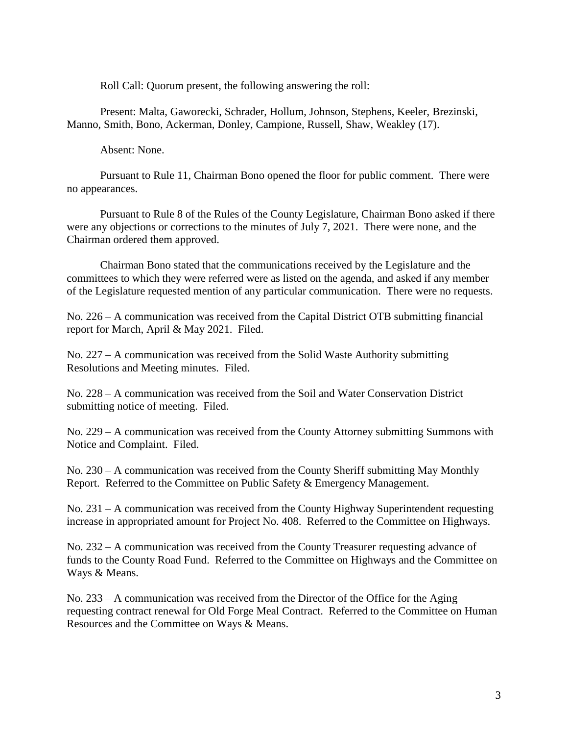Roll Call: Quorum present, the following answering the roll:

Present: Malta, Gaworecki, Schrader, Hollum, Johnson, Stephens, Keeler, Brezinski, Manno, Smith, Bono, Ackerman, Donley, Campione, Russell, Shaw, Weakley (17).

Absent: None.

Pursuant to Rule 11, Chairman Bono opened the floor for public comment. There were no appearances.

Pursuant to Rule 8 of the Rules of the County Legislature, Chairman Bono asked if there were any objections or corrections to the minutes of July 7, 2021. There were none, and the Chairman ordered them approved.

Chairman Bono stated that the communications received by the Legislature and the committees to which they were referred were as listed on the agenda, and asked if any member of the Legislature requested mention of any particular communication. There were no requests.

No. 226 – A communication was received from the Capital District OTB submitting financial report for March, April & May 2021. Filed.

No. 227 – A communication was received from the Solid Waste Authority submitting Resolutions and Meeting minutes. Filed.

No. 228 – A communication was received from the Soil and Water Conservation District submitting notice of meeting. Filed.

No. 229 – A communication was received from the County Attorney submitting Summons with Notice and Complaint. Filed.

No. 230 – A communication was received from the County Sheriff submitting May Monthly Report. Referred to the Committee on Public Safety & Emergency Management.

No. 231 – A communication was received from the County Highway Superintendent requesting increase in appropriated amount for Project No. 408. Referred to the Committee on Highways.

No. 232 – A communication was received from the County Treasurer requesting advance of funds to the County Road Fund. Referred to the Committee on Highways and the Committee on Ways & Means.

No. 233 – A communication was received from the Director of the Office for the Aging requesting contract renewal for Old Forge Meal Contract. Referred to the Committee on Human Resources and the Committee on Ways & Means.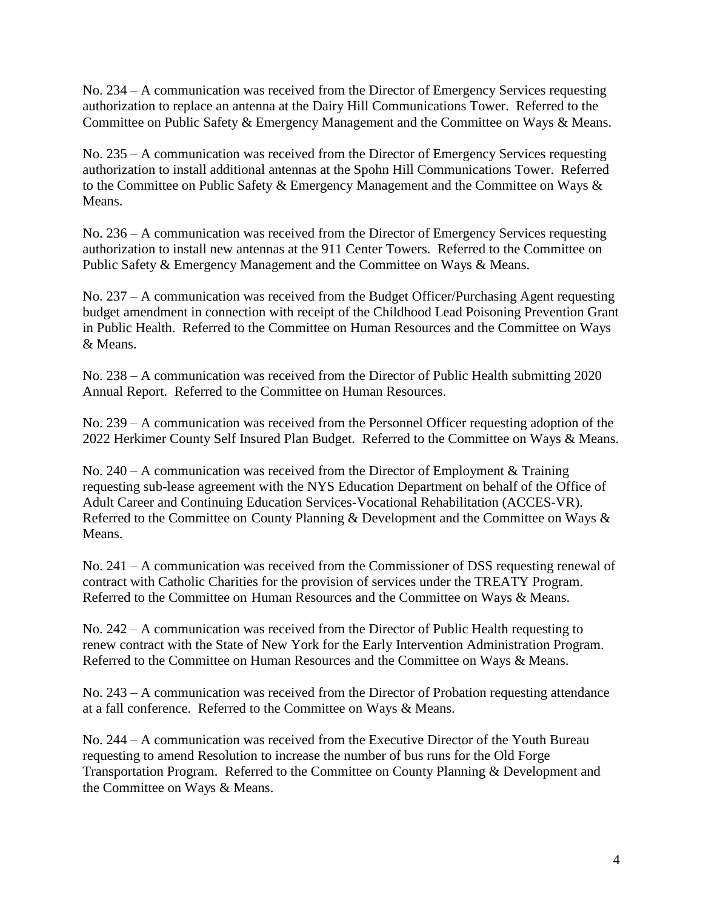No. 234 – A communication was received from the Director of Emergency Services requesting authorization to replace an antenna at the Dairy Hill Communications Tower. Referred to the Committee on Public Safety & Emergency Management and the Committee on Ways & Means.

No. 235 – A communication was received from the Director of Emergency Services requesting authorization to install additional antennas at the Spohn Hill Communications Tower. Referred to the Committee on Public Safety & Emergency Management and the Committee on Ways & Means.

No. 236 – A communication was received from the Director of Emergency Services requesting authorization to install new antennas at the 911 Center Towers. Referred to the Committee on Public Safety & Emergency Management and the Committee on Ways & Means.

No. 237 – A communication was received from the Budget Officer/Purchasing Agent requesting budget amendment in connection with receipt of the Childhood Lead Poisoning Prevention Grant in Public Health. Referred to the Committee on Human Resources and the Committee on Ways & Means.

No. 238 – A communication was received from the Director of Public Health submitting 2020 Annual Report. Referred to the Committee on Human Resources.

No. 239 – A communication was received from the Personnel Officer requesting adoption of the 2022 Herkimer County Self Insured Plan Budget. Referred to the Committee on Ways & Means.

No. 240 – A communication was received from the Director of Employment & Training requesting sub-lease agreement with the NYS Education Department on behalf of the Office of Adult Career and Continuing Education Services-Vocational Rehabilitation (ACCES-VR). Referred to the Committee on County Planning & Development and the Committee on Ways & Means.

No. 241 – A communication was received from the Commissioner of DSS requesting renewal of contract with Catholic Charities for the provision of services under the TREATY Program. Referred to the Committee on Human Resources and the Committee on Ways & Means.

No. 242 – A communication was received from the Director of Public Health requesting to renew contract with the State of New York for the Early Intervention Administration Program. Referred to the Committee on Human Resources and the Committee on Ways & Means.

No. 243 – A communication was received from the Director of Probation requesting attendance at a fall conference. Referred to the Committee on Ways & Means.

No. 244 – A communication was received from the Executive Director of the Youth Bureau requesting to amend Resolution to increase the number of bus runs for the Old Forge Transportation Program. Referred to the Committee on County Planning & Development and the Committee on Ways & Means.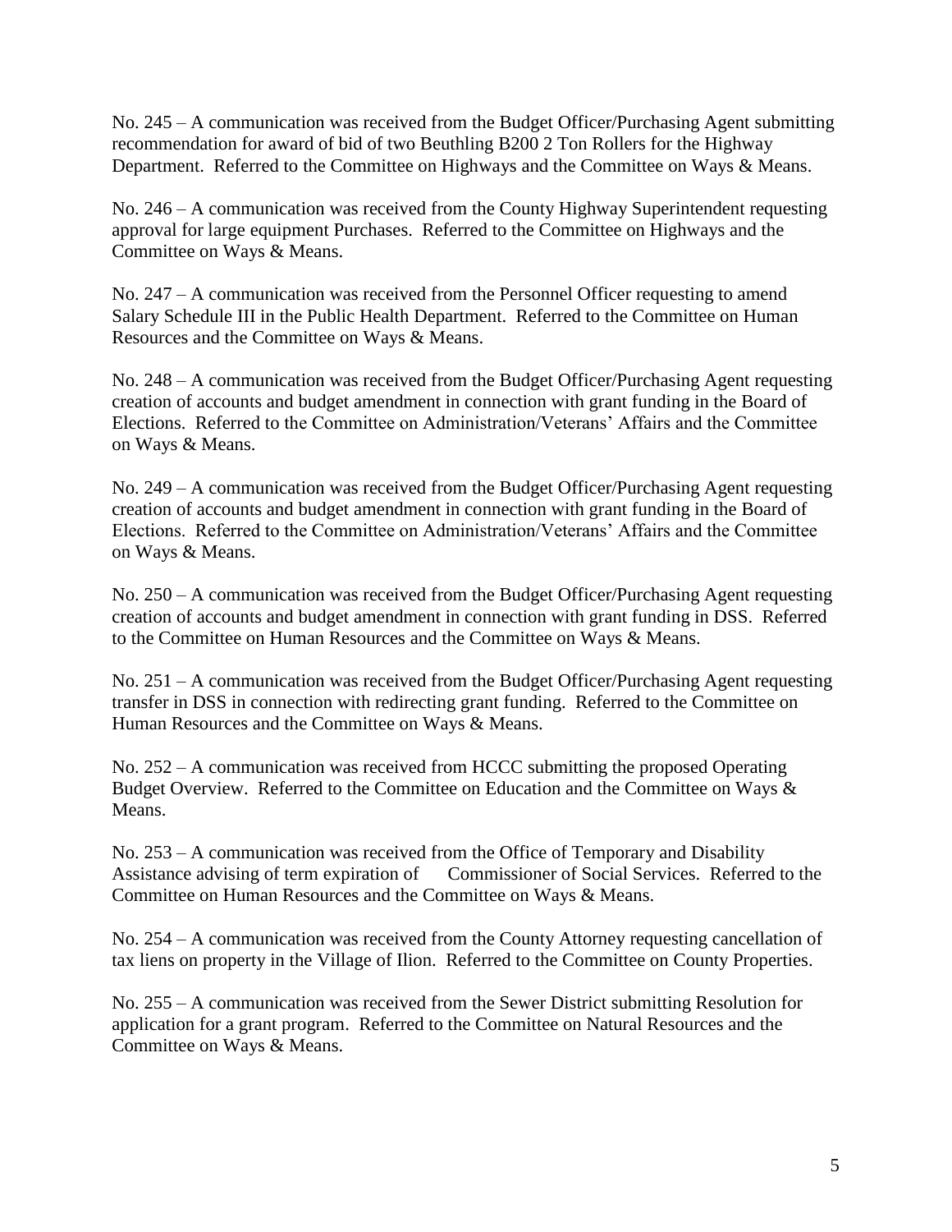No. 245 – A communication was received from the Budget Officer/Purchasing Agent submitting recommendation for award of bid of two Beuthling B200 2 Ton Rollers for the Highway Department. Referred to the Committee on Highways and the Committee on Ways & Means.

No. 246 – A communication was received from the County Highway Superintendent requesting approval for large equipment Purchases. Referred to the Committee on Highways and the Committee on Ways & Means.

No. 247 – A communication was received from the Personnel Officer requesting to amend Salary Schedule III in the Public Health Department. Referred to the Committee on Human Resources and the Committee on Ways & Means.

No. 248 – A communication was received from the Budget Officer/Purchasing Agent requesting creation of accounts and budget amendment in connection with grant funding in the Board of Elections. Referred to the Committee on Administration/Veterans' Affairs and the Committee on Ways & Means.

No. 249 – A communication was received from the Budget Officer/Purchasing Agent requesting creation of accounts and budget amendment in connection with grant funding in the Board of Elections. Referred to the Committee on Administration/Veterans' Affairs and the Committee on Ways & Means.

No. 250 – A communication was received from the Budget Officer/Purchasing Agent requesting creation of accounts and budget amendment in connection with grant funding in DSS. Referred to the Committee on Human Resources and the Committee on Ways & Means.

No. 251 – A communication was received from the Budget Officer/Purchasing Agent requesting transfer in DSS in connection with redirecting grant funding. Referred to the Committee on Human Resources and the Committee on Ways & Means.

No. 252 – A communication was received from HCCC submitting the proposed Operating Budget Overview. Referred to the Committee on Education and the Committee on Ways & Means.

No. 253 – A communication was received from the Office of Temporary and Disability Assistance advising of term expiration of Commissioner of Social Services. Referred to the Committee on Human Resources and the Committee on Ways & Means.

No. 254 – A communication was received from the County Attorney requesting cancellation of tax liens on property in the Village of Ilion. Referred to the Committee on County Properties.

No. 255 – A communication was received from the Sewer District submitting Resolution for application for a grant program. Referred to the Committee on Natural Resources and the Committee on Ways & Means.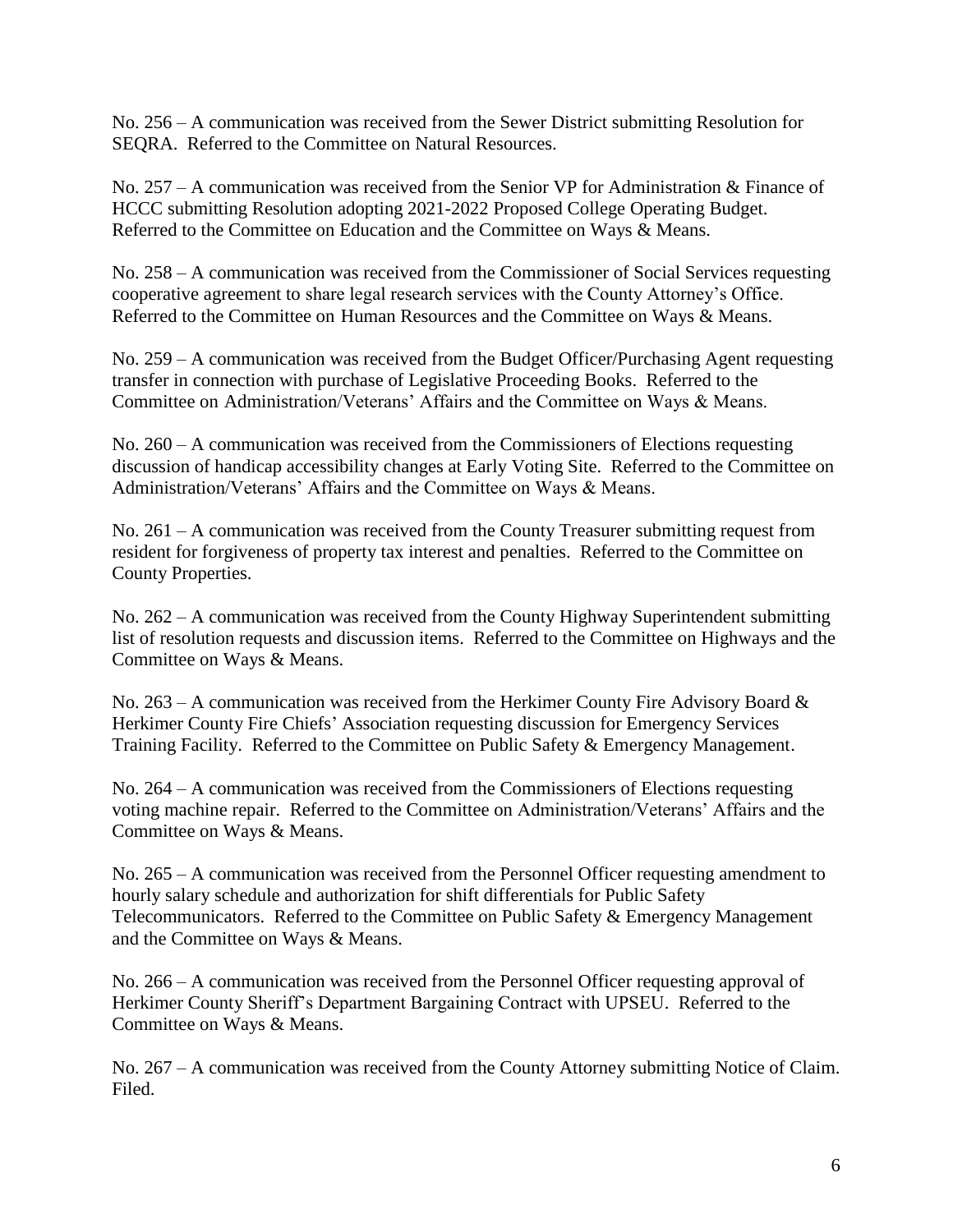No. 256 – A communication was received from the Sewer District submitting Resolution for SEQRA. Referred to the Committee on Natural Resources.

No. 257 – A communication was received from the Senior VP for Administration & Finance of HCCC submitting Resolution adopting 2021-2022 Proposed College Operating Budget. Referred to the Committee on Education and the Committee on Ways & Means.

No. 258 – A communication was received from the Commissioner of Social Services requesting cooperative agreement to share legal research services with the County Attorney's Office. Referred to the Committee on Human Resources and the Committee on Ways & Means.

No. 259 – A communication was received from the Budget Officer/Purchasing Agent requesting transfer in connection with purchase of Legislative Proceeding Books. Referred to the Committee on Administration/Veterans' Affairs and the Committee on Ways & Means.

No. 260 – A communication was received from the Commissioners of Elections requesting discussion of handicap accessibility changes at Early Voting Site. Referred to the Committee on Administration/Veterans' Affairs and the Committee on Ways & Means.

No. 261 – A communication was received from the County Treasurer submitting request from resident for forgiveness of property tax interest and penalties. Referred to the Committee on County Properties.

No. 262 – A communication was received from the County Highway Superintendent submitting list of resolution requests and discussion items. Referred to the Committee on Highways and the Committee on Ways & Means.

No. 263 – A communication was received from the Herkimer County Fire Advisory Board & Herkimer County Fire Chiefs' Association requesting discussion for Emergency Services Training Facility. Referred to the Committee on Public Safety & Emergency Management.

No. 264 – A communication was received from the Commissioners of Elections requesting voting machine repair. Referred to the Committee on Administration/Veterans' Affairs and the Committee on Ways & Means.

No. 265 – A communication was received from the Personnel Officer requesting amendment to hourly salary schedule and authorization for shift differentials for Public Safety Telecommunicators. Referred to the Committee on Public Safety & Emergency Management and the Committee on Ways & Means.

No. 266 – A communication was received from the Personnel Officer requesting approval of Herkimer County Sheriff's Department Bargaining Contract with UPSEU. Referred to the Committee on Ways & Means.

No. 267 – A communication was received from the County Attorney submitting Notice of Claim. Filed.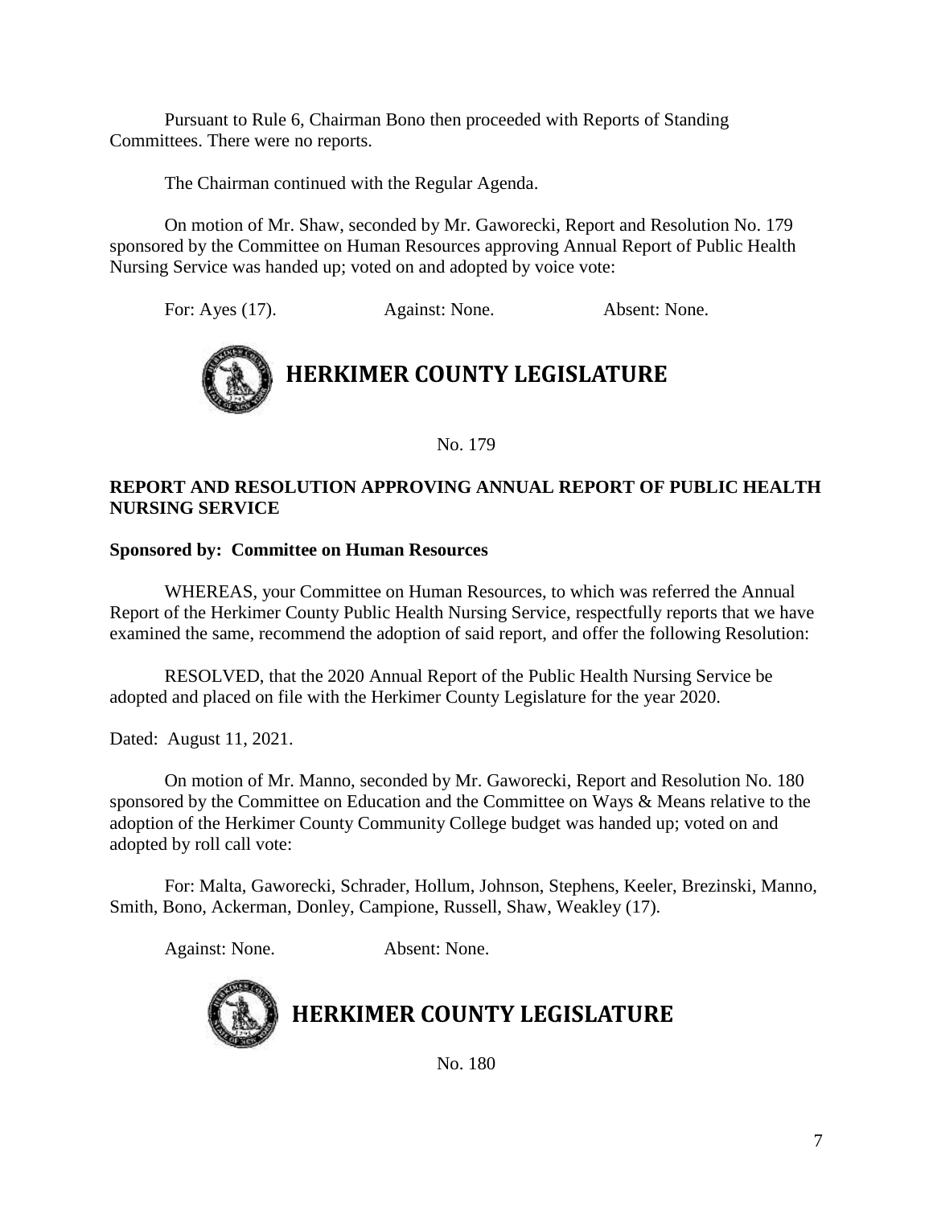Pursuant to Rule 6, Chairman Bono then proceeded with Reports of Standing Committees. There were no reports.

The Chairman continued with the Regular Agenda.

On motion of Mr. Shaw, seconded by Mr. Gaworecki, Report and Resolution No. 179 sponsored by the Committee on Human Resources approving Annual Report of Public Health Nursing Service was handed up; voted on and adopted by voice vote:

For: Ayes (17). Against: None. Absent: None.

## HERKIMER COUNTY LEGISLATURE

No. 179

**REPORT AND RESOLUTION APPROVING ANNUAL REPORT OF PUBLIC HEALTH NURSING SERVICE**

**Sponsored by: Committee on Human Resources**

WHEREAS, your Committee on Human Resources, to which was referred the Annual Report of the Herkimer County Public Health Nursing Service, respectfully reports that we have examined the same, recommend the adoption of said report, and offer the following Resolution:

RESOLVED, that the 2020 Annual Report of the Public Health Nursing Service be adopted and placed on file with the Herkimer County Legislature for the year 2020.

Dated: August 11, 2021.

On motion of Mr. Manno, seconded by Mr. Gaworecki, Report and Resolution No. 180 sponsored by the Committee on Education and the Committee on Ways & Means relative to the adoption of the Herkimer County Community College budget was handed up; voted on and adopted by roll call vote:

For: Malta, Gaworecki, Schrader, Hollum, Johnson, Stephens, Keeler, Brezinski, Manno, Smith, Bono, Ackerman, Donley, Campione, Russell, Shaw, Weakley (17).

Against: None. Absent: None.

## HERKIMER COUNTY LEGISLATURE

No. 180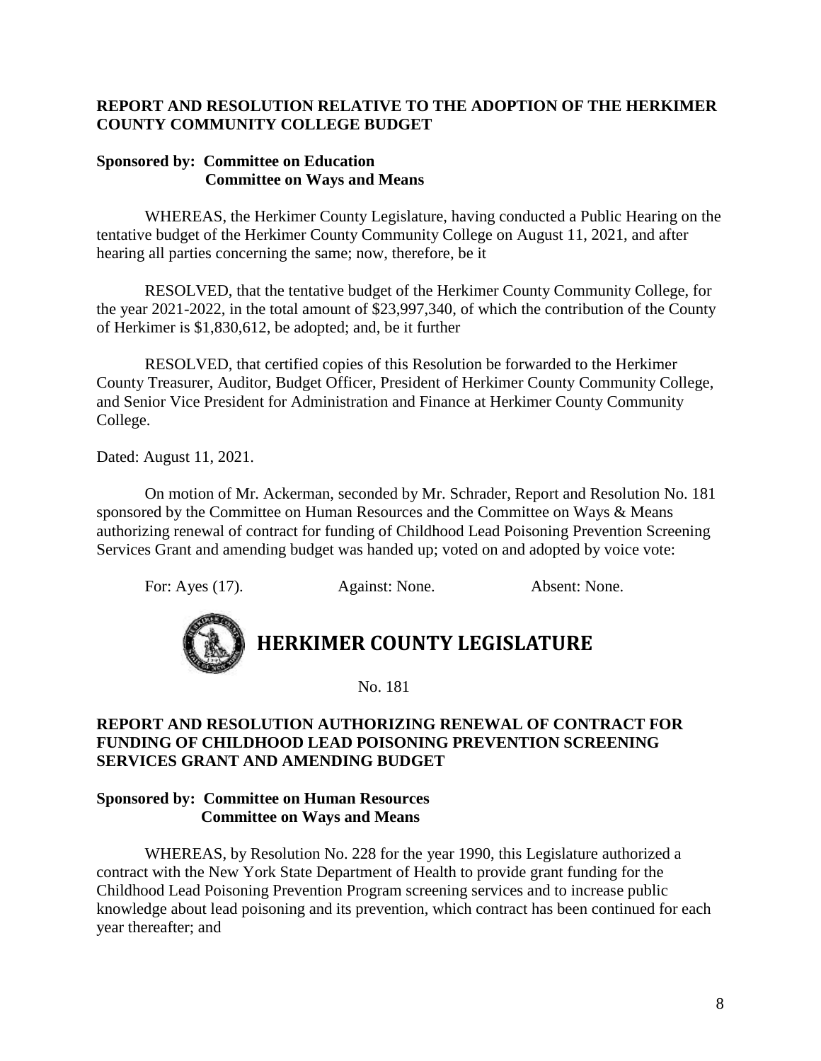**REPORT AND RESOLUTION RELATIVE TO THE ADOPTION OF THE HERKIMER COUNTY COMMUNITY COLLEGE BUDGET**

**Sponsored by: Committee on Education**
**Committee on Ways and Means**

WHEREAS, the Herkimer County Legislature, having conducted a Public Hearing on the tentative budget of the Herkimer County Community College on August 11, 2021, and after hearing all parties concerning the same; now, therefore, be it

RESOLVED, that the tentative budget of the Herkimer County Community College, for the year 2021-2022, in the total amount of $23,997,340, of which the contribution of the County of Herkimer is $1,830,612, be adopted; and, be it further

RESOLVED, that certified copies of this Resolution be forwarded to the Herkimer County Treasurer, Auditor, Budget Officer, President of Herkimer County Community College, and Senior Vice President for Administration and Finance at Herkimer County Community College.

Dated: August 11, 2021.

On motion of Mr. Ackerman, seconded by Mr. Schrader, Report and Resolution No. 181 sponsored by the Committee on Human Resources and the Committee on Ways & Means authorizing renewal of contract for funding of Childhood Lead Poisoning Prevention Screening Services Grant and amending budget was handed up; voted on and adopted by voice vote:

For: Ayes (17). Against: None. Absent: None.

# HERKIMER COUNTY LEGISLATURE

No. 181

**REPORT AND RESOLUTION AUTHORIZING RENEWAL OF CONTRACT FOR FUNDING OF CHILDHOOD LEAD POISONING PREVENTION SCREENING SERVICES GRANT AND AMENDING BUDGET**

**Sponsored by: Committee on Human Resources**
**Committee on Ways and Means**

WHEREAS, by Resolution No. 228 for the year 1990, this Legislature authorized a contract with the New York State Department of Health to provide grant funding for the Childhood Lead Poisoning Prevention Program screening services and to increase public knowledge about lead poisoning and its prevention, which contract has been continued for each year thereafter; and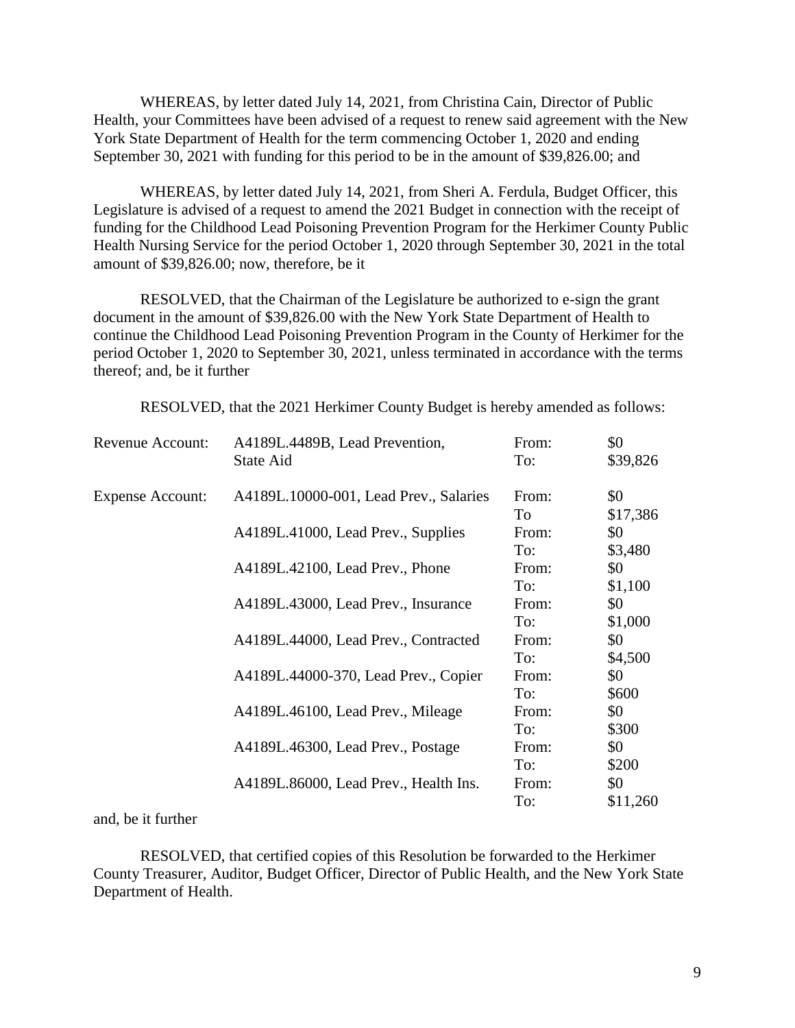WHEREAS, by letter dated July 14, 2021, from Christina Cain, Director of Public Health, your Committees have been advised of a request to renew said agreement with the New York State Department of Health for the term commencing October 1, 2020 and ending September 30, 2021 with funding for this period to be in the amount of $39,826.00; and

WHEREAS, by letter dated July 14, 2021, from Sheri A. Ferdula, Budget Officer, this Legislature is advised of a request to amend the 2021 Budget in connection with the receipt of funding for the Childhood Lead Poisoning Prevention Program for the Herkimer County Public Health Nursing Service for the period October 1, 2020 through September 30, 2021 in the total amount of $39,826.00; now, therefore, be it

RESOLVED, that the Chairman of the Legislature be authorized to e-sign the grant document in the amount of $39,826.00 with the New York State Department of Health to continue the Childhood Lead Poisoning Prevention Program in the County of Herkimer for the period October 1, 2020 to September 30, 2021, unless terminated in accordance with the terms thereof; and, be it further

RESOLVED, that the 2021 Herkimer County Budget is hereby amended as follows:

| | | | |
|---|---|---|---|
| Revenue Account: | A4189L.4489B, Lead Prevention, State Aid | From: To: | $0 $39,826 |
| Expense Account: | A4189L.10000-001, Lead Prev., Salaries | From: To | $0 $17,386 |
| | A4189L.41000, Lead Prev., Supplies | From: To: | $0 $3,480 |
| | A4189L.42100, Lead Prev., Phone | From: To: | $0 $1,100 |
| | A4189L.43000, Lead Prev., Insurance | From: To: | $0 $1,000 |
| | A4189L.44000, Lead Prev., Contracted | From: To: | $0 $4,500 |
| | A4189L.44000-370, Lead Prev., Copier | From: To: | $0 $600 |
| | A4189L.46100, Lead Prev., Mileage | From: To: | $0 $300 |
| | A4189L.46300, Lead Prev., Postage | From: To: | $0 $200 |
| | A4189L.86000, Lead Prev., Health Ins. | From: To: | $0 $11,260 |

and, be it further

RESOLVED, that certified copies of this Resolution be forwarded to the Herkimer County Treasurer, Auditor, Budget Officer, Director of Public Health, and the New York State Department of Health.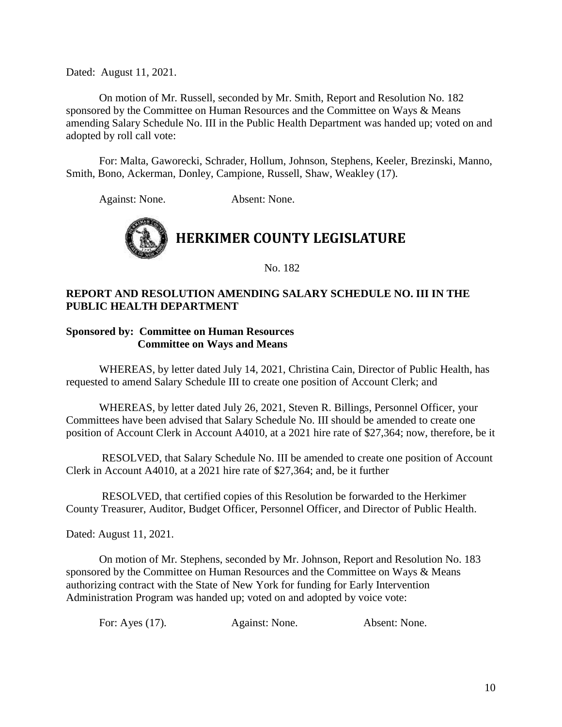Dated: August 11, 2021.

On motion of Mr. Russell, seconded by Mr. Smith, Report and Resolution No. 182 sponsored by the Committee on Human Resources and the Committee on Ways & Means amending Salary Schedule No. III in the Public Health Department was handed up; voted on and adopted by roll call vote:

For: Malta, Gaworecki, Schrader, Hollum, Johnson, Stephens, Keeler, Brezinski, Manno, Smith, Bono, Ackerman, Donley, Campione, Russell, Shaw, Weakley (17).

Against: None. Absent: None.

# HERKIMER COUNTY LEGISLATURE

No. 182

**REPORT AND RESOLUTION AMENDING SALARY SCHEDULE NO. III IN THE PUBLIC HEALTH DEPARTMENT**

**Sponsored by: Committee on Human Resources**
**Committee on Ways and Means**

WHEREAS, by letter dated July 14, 2021, Christina Cain, Director of Public Health, has requested to amend Salary Schedule III to create one position of Account Clerk; and

WHEREAS, by letter dated July 26, 2021, Steven R. Billings, Personnel Officer, your Committees have been advised that Salary Schedule No. III should be amended to create one position of Account Clerk in Account A4010, at a 2021 hire rate of $27,364; now, therefore, be it

RESOLVED, that Salary Schedule No. III be amended to create one position of Account Clerk in Account A4010, at a 2021 hire rate of $27,364; and, be it further

RESOLVED, that certified copies of this Resolution be forwarded to the Herkimer County Treasurer, Auditor, Budget Officer, Personnel Officer, and Director of Public Health.

Dated: August 11, 2021.

On motion of Mr. Stephens, seconded by Mr. Johnson, Report and Resolution No. 183 sponsored by the Committee on Human Resources and the Committee on Ways & Means authorizing contract with the State of New York for funding for Early Intervention Administration Program was handed up; voted on and adopted by voice vote:

For: Ayes (17). Against: None. Absent: None.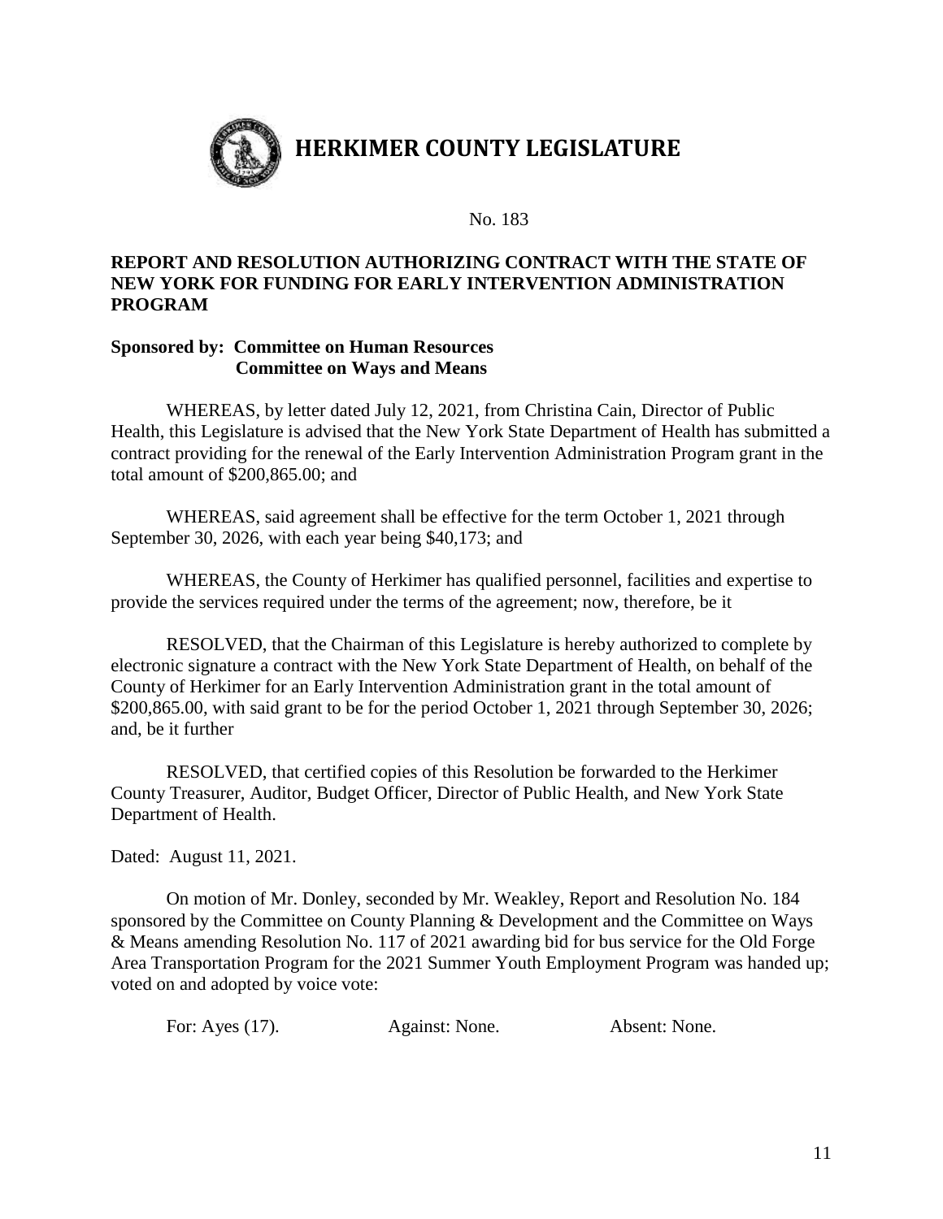# HERKIMER COUNTY LEGISLATURE

No. 183

**REPORT AND RESOLUTION AUTHORIZING CONTRACT WITH THE STATE OF NEW YORK FOR FUNDING FOR EARLY INTERVENTION ADMINISTRATION PROGRAM**

**Sponsored by: Committee on Human Resources**
**Committee on Ways and Means**

WHEREAS, by letter dated July 12, 2021, from Christina Cain, Director of Public Health, this Legislature is advised that the New York State Department of Health has submitted a contract providing for the renewal of the Early Intervention Administration Program grant in the total amount of $200,865.00; and

WHEREAS, said agreement shall be effective for the term October 1, 2021 through September 30, 2026, with each year being $40,173; and

WHEREAS, the County of Herkimer has qualified personnel, facilities and expertise to provide the services required under the terms of the agreement; now, therefore, be it

RESOLVED, that the Chairman of this Legislature is hereby authorized to complete by electronic signature a contract with the New York State Department of Health, on behalf of the County of Herkimer for an Early Intervention Administration grant in the total amount of $200,865.00, with said grant to be for the period October 1, 2021 through September 30, 2026; and, be it further

RESOLVED, that certified copies of this Resolution be forwarded to the Herkimer County Treasurer, Auditor, Budget Officer, Director of Public Health, and New York State Department of Health.

Dated: August 11, 2021.

On motion of Mr. Donley, seconded by Mr. Weakley, Report and Resolution No. 184 sponsored by the Committee on County Planning & Development and the Committee on Ways & Means amending Resolution No. 117 of 2021 awarding bid for bus service for the Old Forge Area Transportation Program for the 2021 Summer Youth Employment Program was handed up; voted on and adopted by voice vote:

For: Ayes (17). Against: None. Absent: None.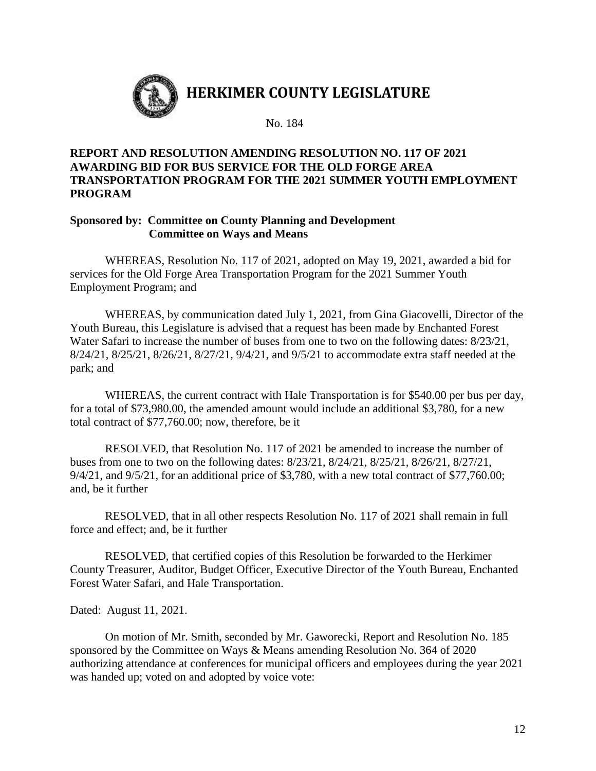# HERKIMER COUNTY LEGISLATURE

No. 184

**REPORT AND RESOLUTION AMENDING RESOLUTION NO. 117 OF 2021 AWARDING BID FOR BUS SERVICE FOR THE OLD FORGE AREA TRANSPORTATION PROGRAM FOR THE 2021 SUMMER YOUTH EMPLOYMENT PROGRAM**

**Sponsored by: Committee on County Planning and Development**
**Committee on Ways and Means**

WHEREAS, Resolution No. 117 of 2021, adopted on May 19, 2021, awarded a bid for services for the Old Forge Area Transportation Program for the 2021 Summer Youth Employment Program; and

WHEREAS, by communication dated July 1, 2021, from Gina Giacovelli, Director of the Youth Bureau, this Legislature is advised that a request has been made by Enchanted Forest Water Safari to increase the number of buses from one to two on the following dates: 8/23/21, 8/24/21, 8/25/21, 8/26/21, 8/27/21, 9/4/21, and 9/5/21 to accommodate extra staff needed at the park; and

WHEREAS, the current contract with Hale Transportation is for $540.00 per bus per day, for a total of $73,980.00, the amended amount would include an additional $3,780, for a new total contract of $77,760.00; now, therefore, be it

RESOLVED, that Resolution No. 117 of 2021 be amended to increase the number of buses from one to two on the following dates: 8/23/21, 8/24/21, 8/25/21, 8/26/21, 8/27/21, 9/4/21, and 9/5/21, for an additional price of $3,780, with a new total contract of $77,760.00; and, be it further

RESOLVED, that in all other respects Resolution No. 117 of 2021 shall remain in full force and effect; and, be it further

RESOLVED, that certified copies of this Resolution be forwarded to the Herkimer County Treasurer, Auditor, Budget Officer, Executive Director of the Youth Bureau, Enchanted Forest Water Safari, and Hale Transportation.

Dated: August 11, 2021.

On motion of Mr. Smith, seconded by Mr. Gaworecki, Report and Resolution No. 185 sponsored by the Committee on Ways & Means amending Resolution No. 364 of 2020 authorizing attendance at conferences for municipal officers and employees during the year 2021 was handed up; voted on and adopted by voice vote: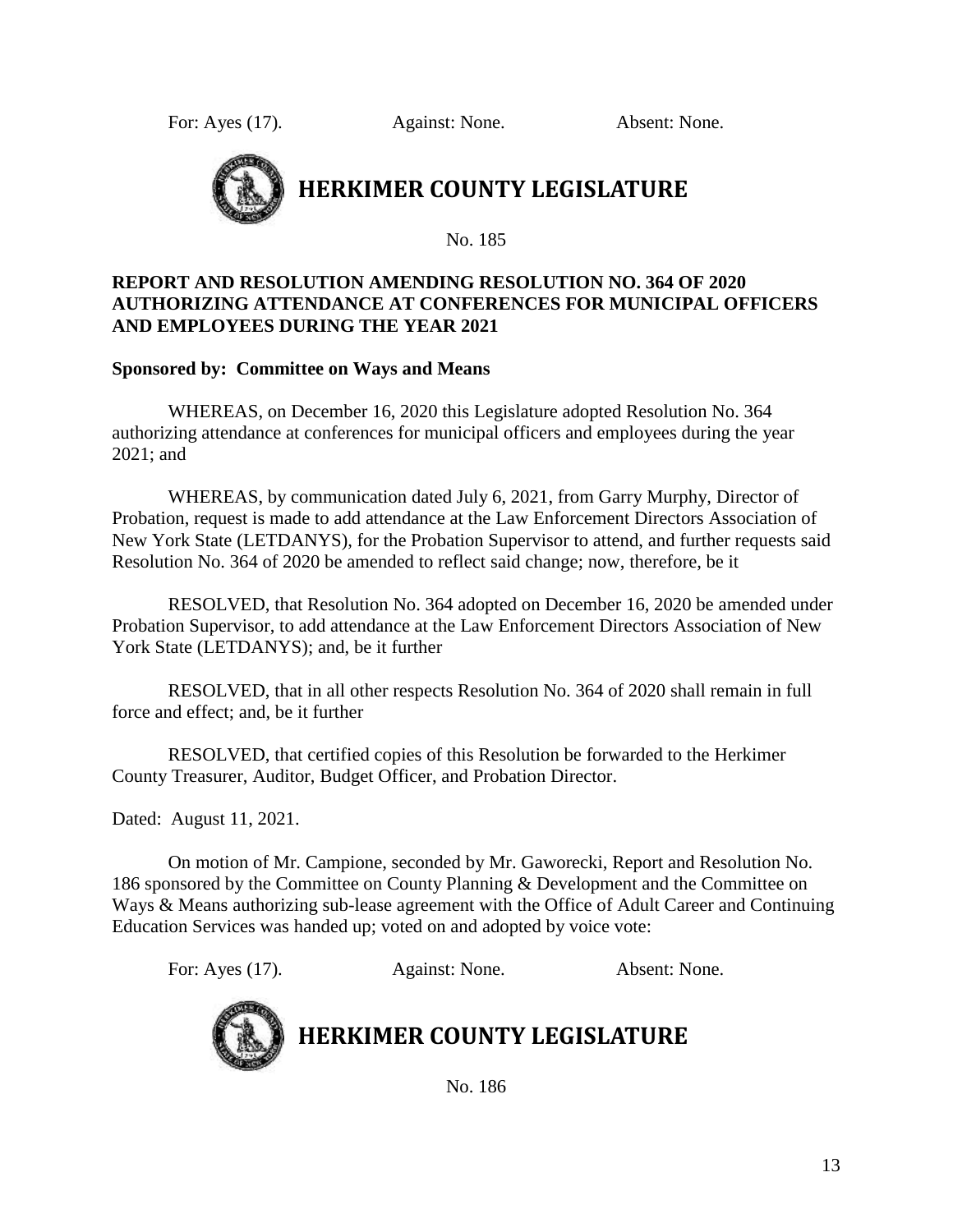For: Ayes (17). Against: None. Absent: None.

## HERKIMER COUNTY LEGISLATURE

No. 185

**REPORT AND RESOLUTION AMENDING RESOLUTION NO. 364 OF 2020 AUTHORIZING ATTENDANCE AT CONFERENCES FOR MUNICIPAL OFFICERS AND EMPLOYEES DURING THE YEAR 2021**

**Sponsored by: Committee on Ways and Means**

WHEREAS, on December 16, 2020 this Legislature adopted Resolution No. 364 authorizing attendance at conferences for municipal officers and employees during the year 2021; and

WHEREAS, by communication dated July 6, 2021, from Garry Murphy, Director of Probation, request is made to add attendance at the Law Enforcement Directors Association of New York State (LETDANYS), for the Probation Supervisor to attend, and further requests said Resolution No. 364 of 2020 be amended to reflect said change; now, therefore, be it

RESOLVED, that Resolution No. 364 adopted on December 16, 2020 be amended under Probation Supervisor, to add attendance at the Law Enforcement Directors Association of New York State (LETDANYS); and, be it further

RESOLVED, that in all other respects Resolution No. 364 of 2020 shall remain in full force and effect; and, be it further

RESOLVED, that certified copies of this Resolution be forwarded to the Herkimer County Treasurer, Auditor, Budget Officer, and Probation Director.

Dated: August 11, 2021.

On motion of Mr. Campione, seconded by Mr. Gaworecki, Report and Resolution No. 186 sponsored by the Committee on County Planning & Development and the Committee on Ways & Means authorizing sub-lease agreement with the Office of Adult Career and Continuing Education Services was handed up; voted on and adopted by voice vote:

For: Ayes (17). Against: None. Absent: None.

## HERKIMER COUNTY LEGISLATURE

No. 186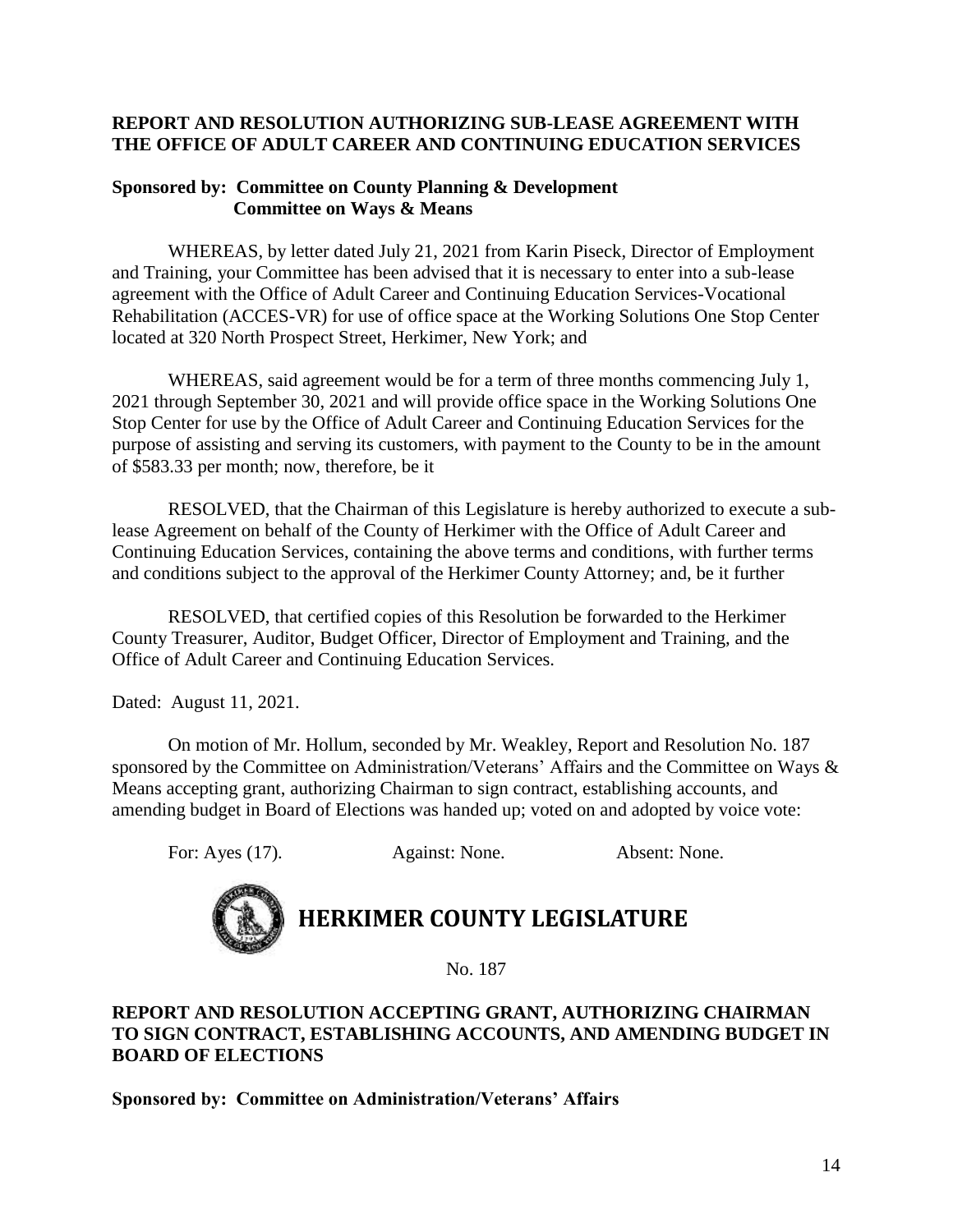**REPORT AND RESOLUTION AUTHORIZING SUB-LEASE AGREEMENT WITH THE OFFICE OF ADULT CAREER AND CONTINUING EDUCATION SERVICES**

**Sponsored by: Committee on County Planning & Development**
**Committee on Ways & Means**

WHEREAS, by letter dated July 21, 2021 from Karin Piseck, Director of Employment and Training, your Committee has been advised that it is necessary to enter into a sub-lease agreement with the Office of Adult Career and Continuing Education Services-Vocational Rehabilitation (ACCES-VR) for use of office space at the Working Solutions One Stop Center located at 320 North Prospect Street, Herkimer, New York; and

WHEREAS, said agreement would be for a term of three months commencing July 1, 2021 through September 30, 2021 and will provide office space in the Working Solutions One Stop Center for use by the Office of Adult Career and Continuing Education Services for the purpose of assisting and serving its customers, with payment to the County to be in the amount of $583.33 per month; now, therefore, be it

RESOLVED, that the Chairman of this Legislature is hereby authorized to execute a sub-lease Agreement on behalf of the County of Herkimer with the Office of Adult Career and Continuing Education Services, containing the above terms and conditions, with further terms and conditions subject to the approval of the Herkimer County Attorney; and, be it further

RESOLVED, that certified copies of this Resolution be forwarded to the Herkimer County Treasurer, Auditor, Budget Officer, Director of Employment and Training, and the Office of Adult Career and Continuing Education Services.

Dated: August 11, 2021.

On motion of Mr. Hollum, seconded by Mr. Weakley, Report and Resolution No. 187 sponsored by the Committee on Administration/Veterans' Affairs and the Committee on Ways & Means accepting grant, authorizing Chairman to sign contract, establishing accounts, and amending budget in Board of Elections was handed up; voted on and adopted by voice vote:

For: Ayes (17). Against: None. Absent: None.

# HERKIMER COUNTY LEGISLATURE

No. 187

**REPORT AND RESOLUTION ACCEPTING GRANT, AUTHORIZING CHAIRMAN TO SIGN CONTRACT, ESTABLISHING ACCOUNTS, AND AMENDING BUDGET IN BOARD OF ELECTIONS**

**Sponsored by: Committee on Administration/Veterans' Affairs**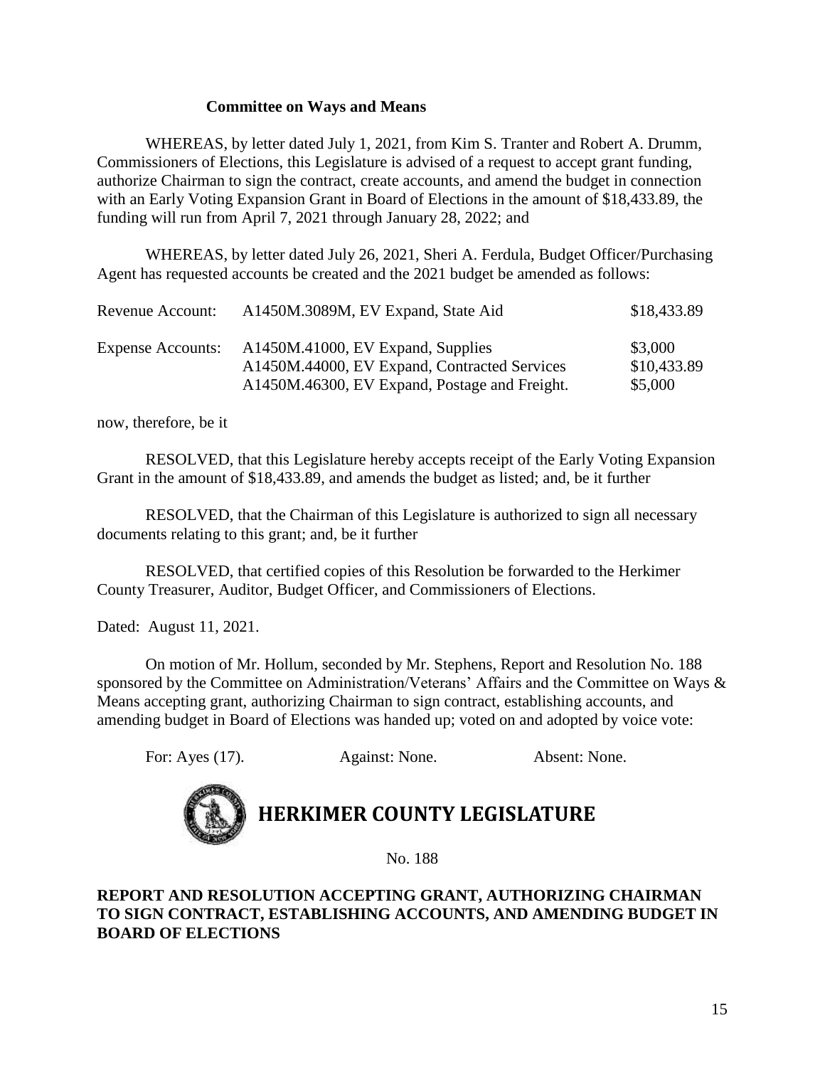**Committee on Ways and Means**

WHEREAS, by letter dated July 1, 2021, from Kim S. Tranter and Robert A. Drumm, Commissioners of Elections, this Legislature is advised of a request to accept grant funding, authorize Chairman to sign the contract, create accounts, and amend the budget in connection with an Early Voting Expansion Grant in Board of Elections in the amount of $18,433.89, the funding will run from April 7, 2021 through January 28, 2022; and

WHEREAS, by letter dated July 26, 2021, Sheri A. Ferdula, Budget Officer/Purchasing Agent has requested accounts be created and the 2021 budget be amended as follows:

| | | |
|---|---|---|
| Revenue Account: | A1450M.3089M, EV Expand, State Aid | $18,433.89 |
| Expense Accounts: | A1450M.41000, EV Expand, Supplies | $3,000 |
| | A1450M.44000, EV Expand, Contracted Services | $10,433.89 |
| | A1450M.46300, EV Expand, Postage and Freight. | $5,000 |

now, therefore, be it

RESOLVED, that this Legislature hereby accepts receipt of the Early Voting Expansion Grant in the amount of $18,433.89, and amends the budget as listed; and, be it further

RESOLVED, that the Chairman of this Legislature is authorized to sign all necessary documents relating to this grant; and, be it further

RESOLVED, that certified copies of this Resolution be forwarded to the Herkimer County Treasurer, Auditor, Budget Officer, and Commissioners of Elections.

Dated: August 11, 2021.

On motion of Mr. Hollum, seconded by Mr. Stephens, Report and Resolution No. 188 sponsored by the Committee on Administration/Veterans' Affairs and the Committee on Ways & Means accepting grant, authorizing Chairman to sign contract, establishing accounts, and amending budget in Board of Elections was handed up; voted on and adopted by voice vote:

For: Ayes (17). Against: None. Absent: None.

# HERKIMER COUNTY LEGISLATURE

No. 188

**REPORT AND RESOLUTION ACCEPTING GRANT, AUTHORIZING CHAIRMAN TO SIGN CONTRACT, ESTABLISHING ACCOUNTS, AND AMENDING BUDGET IN BOARD OF ELECTIONS**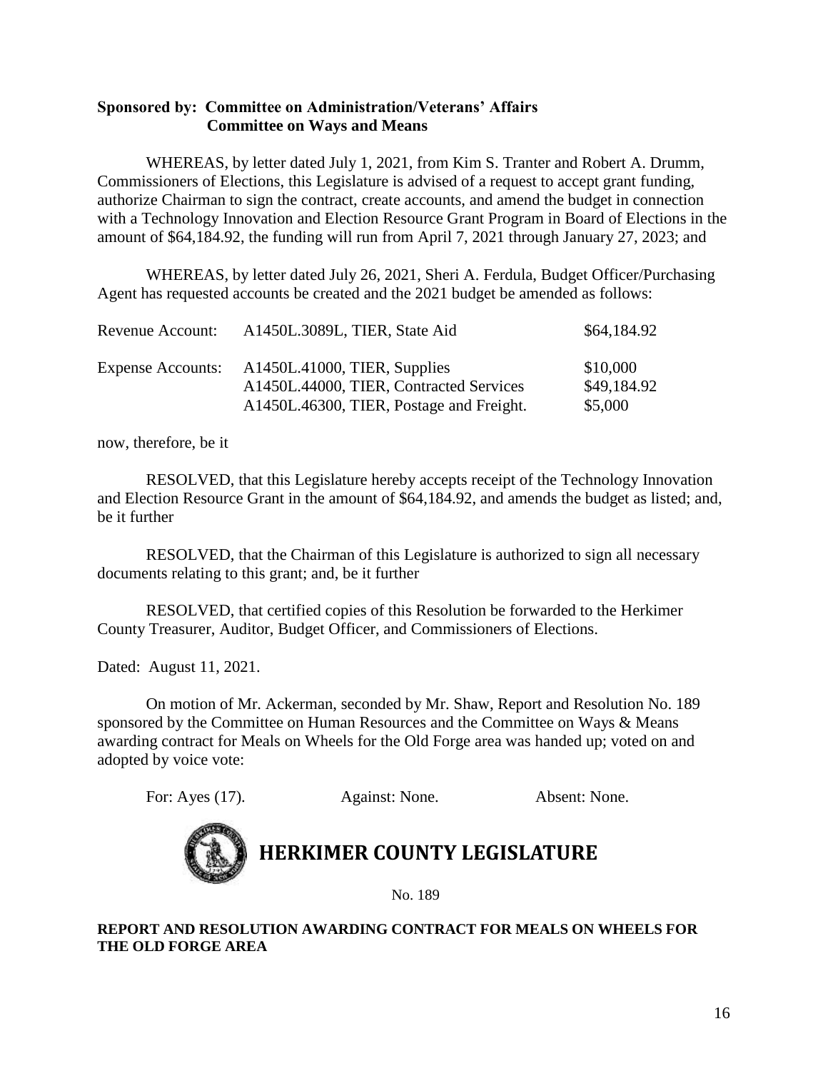**Sponsored by: Committee on Administration/Veterans' Affairs**
**Committee on Ways and Means**

WHEREAS, by letter dated July 1, 2021, from Kim S. Tranter and Robert A. Drumm, Commissioners of Elections, this Legislature is advised of a request to accept grant funding, authorize Chairman to sign the contract, create accounts, and amend the budget in connection with a Technology Innovation and Election Resource Grant Program in Board of Elections in the amount of $64,184.92, the funding will run from April 7, 2021 through January 27, 2023; and

WHEREAS, by letter dated July 26, 2021, Sheri A. Ferdula, Budget Officer/Purchasing Agent has requested accounts be created and the 2021 budget be amended as follows:

| | | |
|---|---|---|
| Revenue Account: | A1450L.3089L, TIER, State Aid | $64,184.92 |
| Expense Accounts: | A1450L.41000, TIER, Supplies | $10,000 |
| | A1450L.44000, TIER, Contracted Services | $49,184.92 |
| | A1450L.46300, TIER, Postage and Freight. | $5,000 |

now, therefore, be it

RESOLVED, that this Legislature hereby accepts receipt of the Technology Innovation and Election Resource Grant in the amount of $64,184.92, and amends the budget as listed; and, be it further

RESOLVED, that the Chairman of this Legislature is authorized to sign all necessary documents relating to this grant; and, be it further

RESOLVED, that certified copies of this Resolution be forwarded to the Herkimer County Treasurer, Auditor, Budget Officer, and Commissioners of Elections.

Dated: August 11, 2021.

On motion of Mr. Ackerman, seconded by Mr. Shaw, Report and Resolution No. 189 sponsored by the Committee on Human Resources and the Committee on Ways & Means awarding contract for Meals on Wheels for the Old Forge area was handed up; voted on and adopted by voice vote:

For: Ayes (17). Against: None. Absent: None.

# HERKIMER COUNTY LEGISLATURE

No. 189

**REPORT AND RESOLUTION AWARDING CONTRACT FOR MEALS ON WHEELS FOR THE OLD FORGE AREA**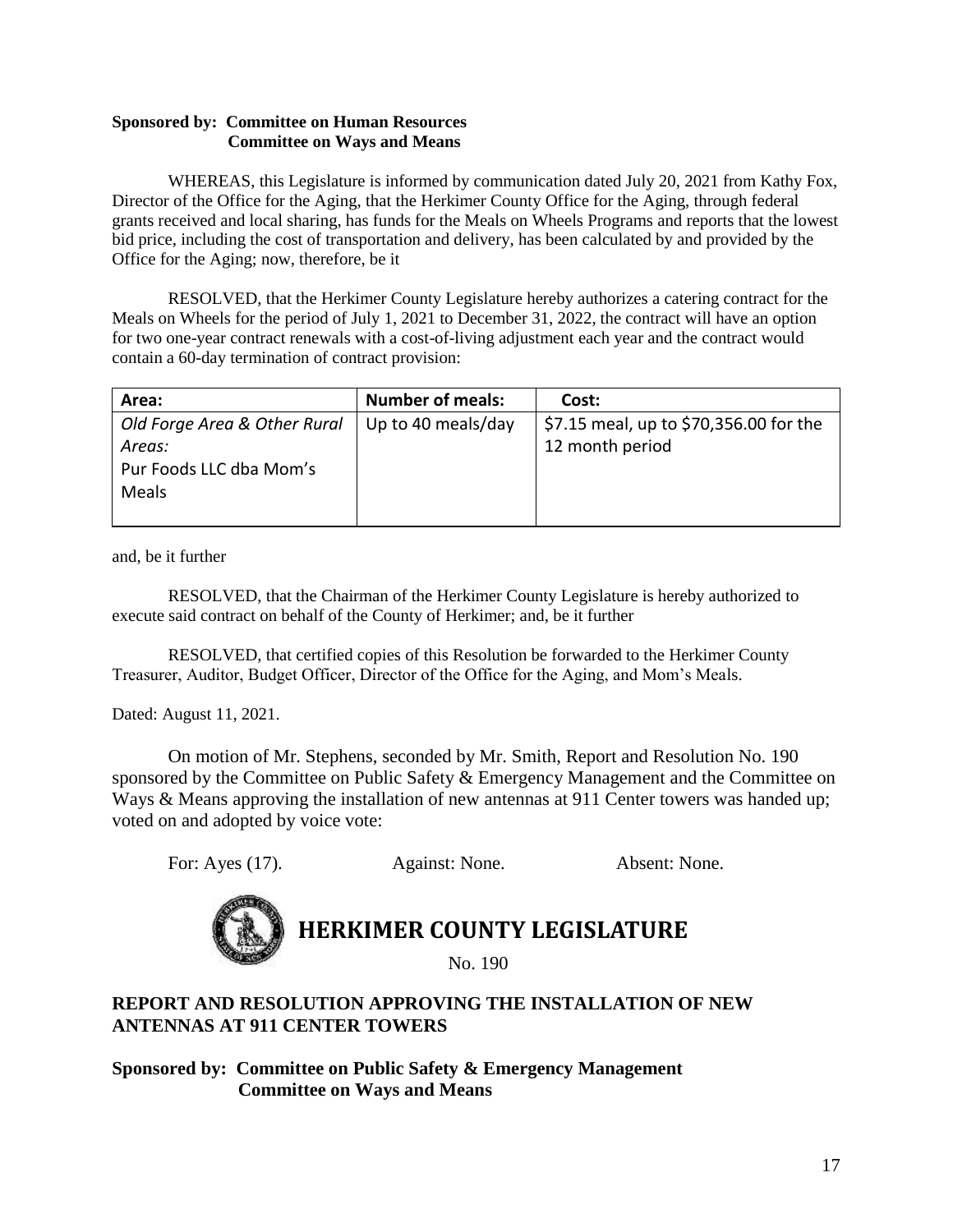**Sponsored by: Committee on Human Resources**
**Committee on Ways and Means**

WHEREAS, this Legislature is informed by communication dated July 20, 2021 from Kathy Fox, Director of the Office for the Aging, that the Herkimer County Office for the Aging, through federal grants received and local sharing, has funds for the Meals on Wheels Programs and reports that the lowest bid price, including the cost of transportation and delivery, has been calculated by and provided by the Office for the Aging; now, therefore, be it

RESOLVED, that the Herkimer County Legislature hereby authorizes a catering contract for the Meals on Wheels for the period of July 1, 2021 to December 31, 2022, the contract will have an option for two one-year contract renewals with a cost-of-living adjustment each year and the contract would contain a 60-day termination of contract provision:

| Area: | Number of meals: | Cost: |
|---|---|---|
| *Old Forge Area & Other Rural Areas:* Pur Foods LLC dba Mom's Meals | Up to 40 meals/day | $7.15 meal, up to $70,356.00 for the 12 month period |

and, be it further

RESOLVED, that the Chairman of the Herkimer County Legislature is hereby authorized to execute said contract on behalf of the County of Herkimer; and, be it further

RESOLVED, that certified copies of this Resolution be forwarded to the Herkimer County Treasurer, Auditor, Budget Officer, Director of the Office for the Aging, and Mom's Meals.

Dated: August 11, 2021.

On motion of Mr. Stephens, seconded by Mr. Smith, Report and Resolution No. 190 sponsored by the Committee on Public Safety & Emergency Management and the Committee on Ways & Means approving the installation of new antennas at 911 Center towers was handed up; voted on and adopted by voice vote:

For: Ayes (17). Against: None. Absent: None.

# HERKIMER COUNTY LEGISLATURE

No. 190

## REPORT AND RESOLUTION APPROVING THE INSTALLATION OF NEW ANTENNAS AT 911 CENTER TOWERS

**Sponsored by: Committee on Public Safety & Emergency Management**
**Committee on Ways and Means**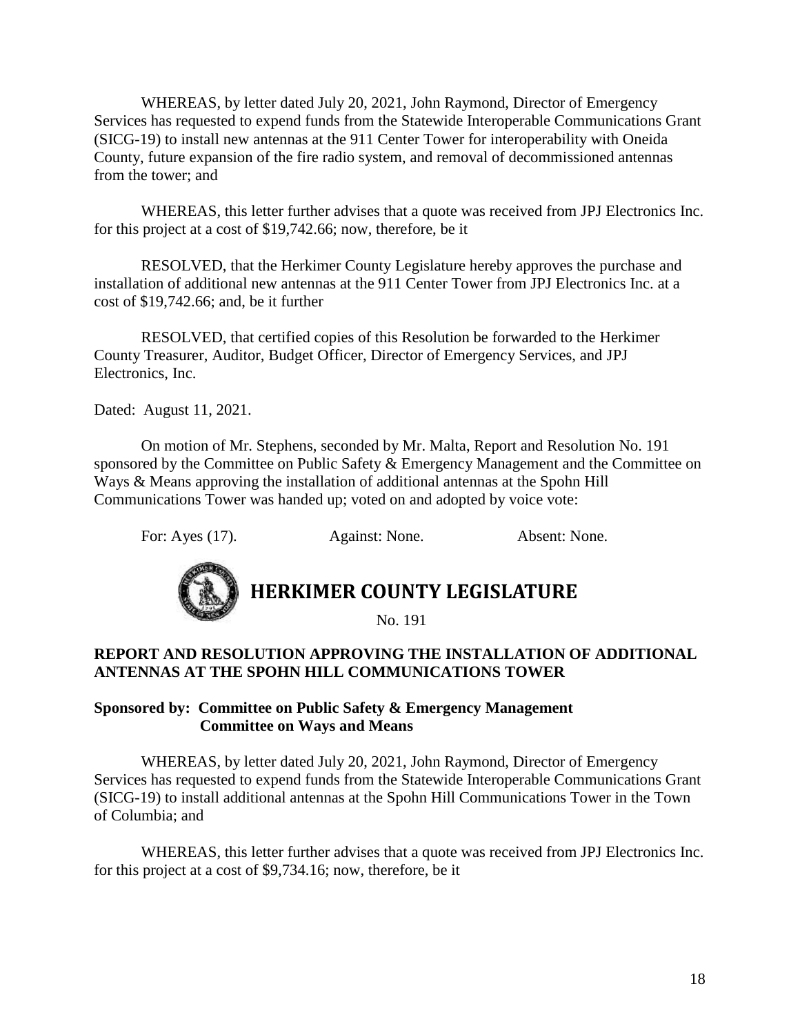WHEREAS, by letter dated July 20, 2021, John Raymond, Director of Emergency Services has requested to expend funds from the Statewide Interoperable Communications Grant (SICG-19) to install new antennas at the 911 Center Tower for interoperability with Oneida County, future expansion of the fire radio system, and removal of decommissioned antennas from the tower; and

WHEREAS, this letter further advises that a quote was received from JPJ Electronics Inc. for this project at a cost of $19,742.66; now, therefore, be it

RESOLVED, that the Herkimer County Legislature hereby approves the purchase and installation of additional new antennas at the 911 Center Tower from JPJ Electronics Inc. at a cost of $19,742.66; and, be it further

RESOLVED, that certified copies of this Resolution be forwarded to the Herkimer County Treasurer, Auditor, Budget Officer, Director of Emergency Services, and JPJ Electronics, Inc.

Dated: August 11, 2021.

On motion of Mr. Stephens, seconded by Mr. Malta, Report and Resolution No. 191 sponsored by the Committee on Public Safety & Emergency Management and the Committee on Ways & Means approving the installation of additional antennas at the Spohn Hill Communications Tower was handed up; voted on and adopted by voice vote:

For: Ayes (17). Against: None. Absent: None.

# HERKIMER COUNTY LEGISLATURE

No. 191

**REPORT AND RESOLUTION APPROVING THE INSTALLATION OF ADDITIONAL ANTENNAS AT THE SPOHN HILL COMMUNICATIONS TOWER**

**Sponsored by: Committee on Public Safety & Emergency Management**
**Committee on Ways and Means**

WHEREAS, by letter dated July 20, 2021, John Raymond, Director of Emergency Services has requested to expend funds from the Statewide Interoperable Communications Grant (SICG-19) to install additional antennas at the Spohn Hill Communications Tower in the Town of Columbia; and

WHEREAS, this letter further advises that a quote was received from JPJ Electronics Inc. for this project at a cost of $9,734.16; now, therefore, be it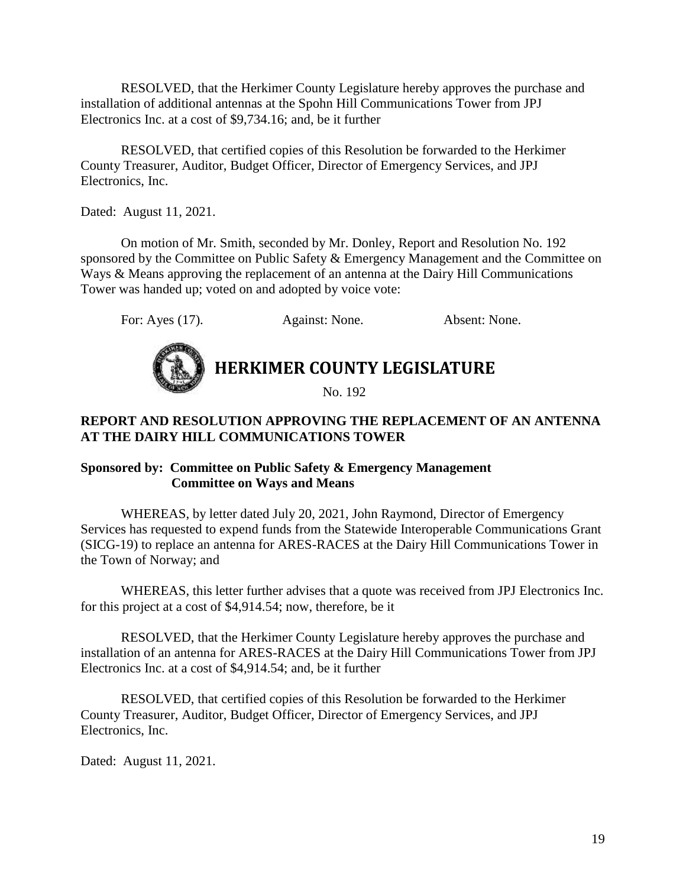RESOLVED, that the Herkimer County Legislature hereby approves the purchase and installation of additional antennas at the Spohn Hill Communications Tower from JPJ Electronics Inc. at a cost of $9,734.16; and, be it further

RESOLVED, that certified copies of this Resolution be forwarded to the Herkimer County Treasurer, Auditor, Budget Officer, Director of Emergency Services, and JPJ Electronics, Inc.

Dated: August 11, 2021.

On motion of Mr. Smith, seconded by Mr. Donley, Report and Resolution No. 192 sponsored by the Committee on Public Safety & Emergency Management and the Committee on Ways & Means approving the replacement of an antenna at the Dairy Hill Communications Tower was handed up; voted on and adopted by voice vote:

For: Ayes (17). Against: None. Absent: None.

## HERKIMER COUNTY LEGISLATURE

No. 192

**REPORT AND RESOLUTION APPROVING THE REPLACEMENT OF AN ANTENNA AT THE DAIRY HILL COMMUNICATIONS TOWER**

**Sponsored by: Committee on Public Safety & Emergency Management**
**Committee on Ways and Means**

WHEREAS, by letter dated July 20, 2021, John Raymond, Director of Emergency Services has requested to expend funds from the Statewide Interoperable Communications Grant (SICG-19) to replace an antenna for ARES-RACES at the Dairy Hill Communications Tower in the Town of Norway; and

WHEREAS, this letter further advises that a quote was received from JPJ Electronics Inc. for this project at a cost of $4,914.54; now, therefore, be it

RESOLVED, that the Herkimer County Legislature hereby approves the purchase and installation of an antenna for ARES-RACES at the Dairy Hill Communications Tower from JPJ Electronics Inc. at a cost of $4,914.54; and, be it further

RESOLVED, that certified copies of this Resolution be forwarded to the Herkimer County Treasurer, Auditor, Budget Officer, Director of Emergency Services, and JPJ Electronics, Inc.

Dated: August 11, 2021.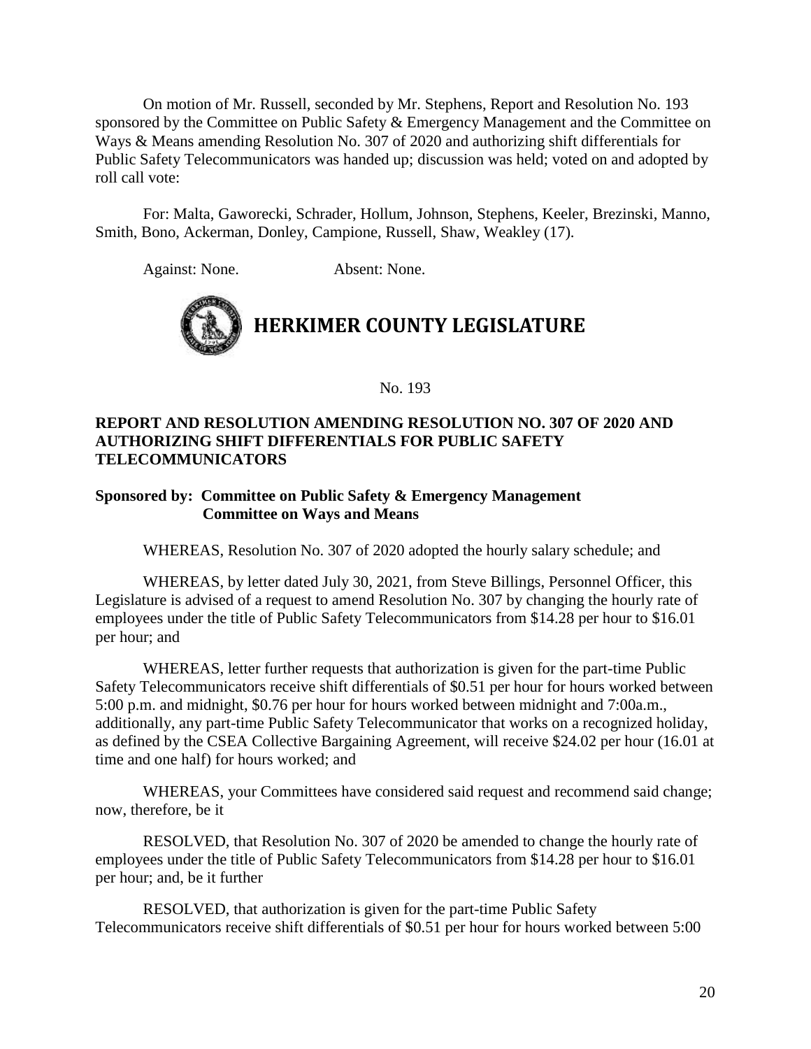On motion of Mr. Russell, seconded by Mr. Stephens, Report and Resolution No. 193 sponsored by the Committee on Public Safety & Emergency Management and the Committee on Ways & Means amending Resolution No. 307 of 2020 and authorizing shift differentials for Public Safety Telecommunicators was handed up; discussion was held; voted on and adopted by roll call vote:

For: Malta, Gaworecki, Schrader, Hollum, Johnson, Stephens, Keeler, Brezinski, Manno, Smith, Bono, Ackerman, Donley, Campione, Russell, Shaw, Weakley (17).

Against: None. Absent: None.

# HERKIMER COUNTY LEGISLATURE

No. 193

**REPORT AND RESOLUTION AMENDING RESOLUTION NO. 307 OF 2020 AND AUTHORIZING SHIFT DIFFERENTIALS FOR PUBLIC SAFETY TELECOMMUNICATORS**

**Sponsored by: Committee on Public Safety & Emergency Management**
**Committee on Ways and Means**

WHEREAS, Resolution No. 307 of 2020 adopted the hourly salary schedule; and

WHEREAS, by letter dated July 30, 2021, from Steve Billings, Personnel Officer, this Legislature is advised of a request to amend Resolution No. 307 by changing the hourly rate of employees under the title of Public Safety Telecommunicators from $14.28 per hour to $16.01 per hour; and

WHEREAS, letter further requests that authorization is given for the part-time Public Safety Telecommunicators receive shift differentials of $0.51 per hour for hours worked between 5:00 p.m. and midnight, $0.76 per hour for hours worked between midnight and 7:00a.m., additionally, any part-time Public Safety Telecommunicator that works on a recognized holiday, as defined by the CSEA Collective Bargaining Agreement, will receive $24.02 per hour (16.01 at time and one half) for hours worked; and

WHEREAS, your Committees have considered said request and recommend said change; now, therefore, be it

RESOLVED, that Resolution No. 307 of 2020 be amended to change the hourly rate of employees under the title of Public Safety Telecommunicators from $14.28 per hour to $16.01 per hour; and, be it further

RESOLVED, that authorization is given for the part-time Public Safety Telecommunicators receive shift differentials of $0.51 per hour for hours worked between 5:00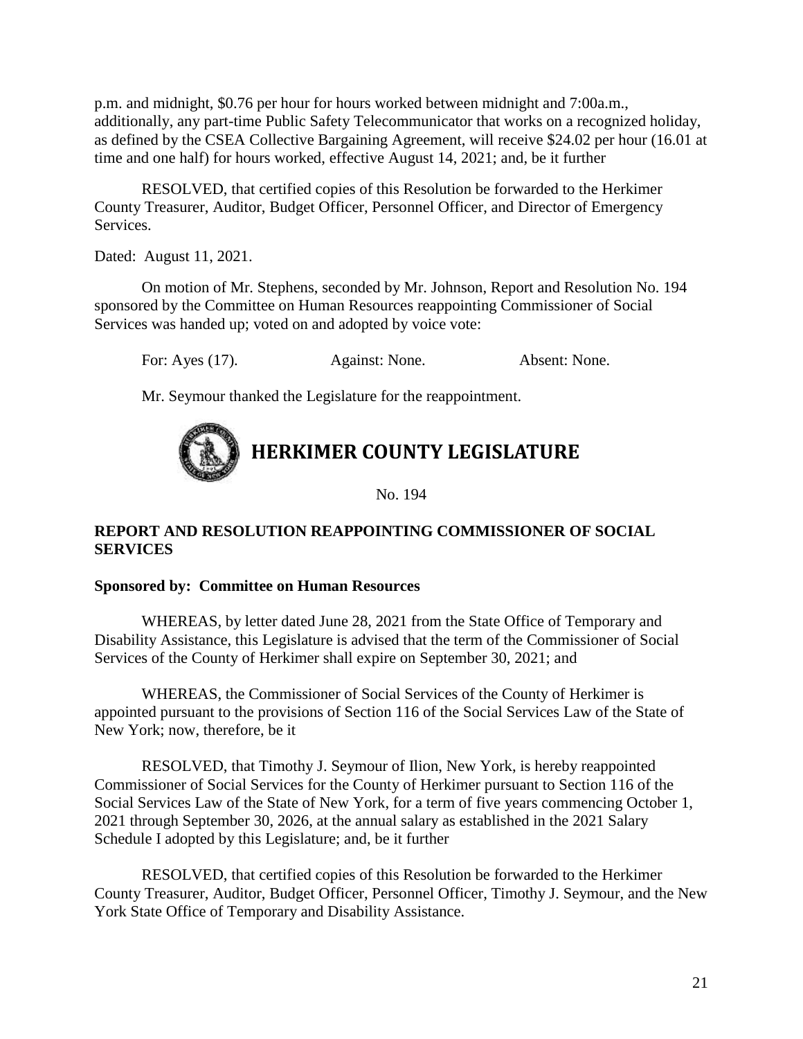p.m. and midnight, $0.76 per hour for hours worked between midnight and 7:00a.m., additionally, any part-time Public Safety Telecommunicator that works on a recognized holiday, as defined by the CSEA Collective Bargaining Agreement, will receive $24.02 per hour (16.01 at time and one half) for hours worked, effective August 14, 2021; and, be it further

RESOLVED, that certified copies of this Resolution be forwarded to the Herkimer County Treasurer, Auditor, Budget Officer, Personnel Officer, and Director of Emergency Services.

Dated: August 11, 2021.

On motion of Mr. Stephens, seconded by Mr. Johnson, Report and Resolution No. 194 sponsored by the Committee on Human Resources reappointing Commissioner of Social Services was handed up; voted on and adopted by voice vote:

For: Ayes (17). Against: None. Absent: None.

Mr. Seymour thanked the Legislature for the reappointment.

# HERKIMER COUNTY LEGISLATURE

No. 194

**REPORT AND RESOLUTION REAPPOINTING COMMISSIONER OF SOCIAL SERVICES**

**Sponsored by: Committee on Human Resources**

WHEREAS, by letter dated June 28, 2021 from the State Office of Temporary and Disability Assistance, this Legislature is advised that the term of the Commissioner of Social Services of the County of Herkimer shall expire on September 30, 2021; and

WHEREAS, the Commissioner of Social Services of the County of Herkimer is appointed pursuant to the provisions of Section 116 of the Social Services Law of the State of New York; now, therefore, be it

RESOLVED, that Timothy J. Seymour of Ilion, New York, is hereby reappointed Commissioner of Social Services for the County of Herkimer pursuant to Section 116 of the Social Services Law of the State of New York, for a term of five years commencing October 1, 2021 through September 30, 2026, at the annual salary as established in the 2021 Salary Schedule I adopted by this Legislature; and, be it further

RESOLVED, that certified copies of this Resolution be forwarded to the Herkimer County Treasurer, Auditor, Budget Officer, Personnel Officer, Timothy J. Seymour, and the New York State Office of Temporary and Disability Assistance.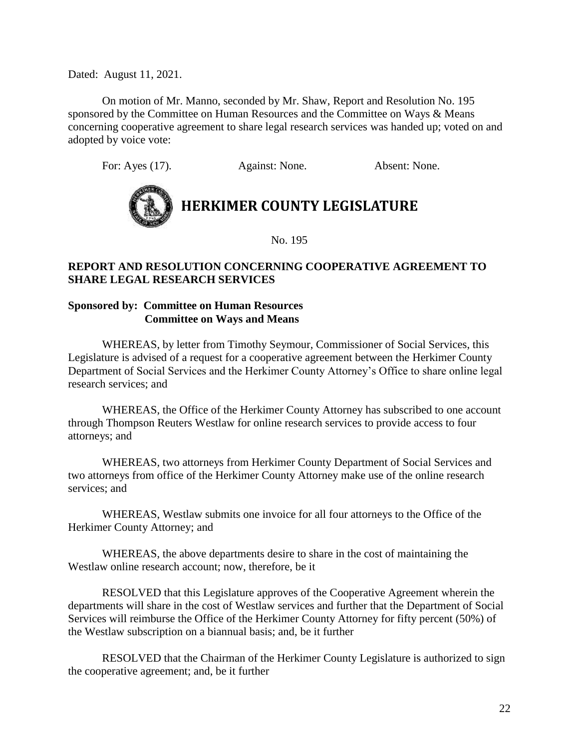Dated: August 11, 2021.

On motion of Mr. Manno, seconded by Mr. Shaw, Report and Resolution No. 195 sponsored by the Committee on Human Resources and the Committee on Ways & Means concerning cooperative agreement to share legal research services was handed up; voted on and adopted by voice vote:

For: Ayes (17). Against: None. Absent: None.

# HERKIMER COUNTY LEGISLATURE

No. 195

**REPORT AND RESOLUTION CONCERNING COOPERATIVE AGREEMENT TO SHARE LEGAL RESEARCH SERVICES**

**Sponsored by: Committee on Human Resources**
**Committee on Ways and Means**

WHEREAS, by letter from Timothy Seymour, Commissioner of Social Services, this Legislature is advised of a request for a cooperative agreement between the Herkimer County Department of Social Services and the Herkimer County Attorney's Office to share online legal research services; and

WHEREAS, the Office of the Herkimer County Attorney has subscribed to one account through Thompson Reuters Westlaw for online research services to provide access to four attorneys; and

WHEREAS, two attorneys from Herkimer County Department of Social Services and two attorneys from office of the Herkimer County Attorney make use of the online research services; and

WHEREAS, Westlaw submits one invoice for all four attorneys to the Office of the Herkimer County Attorney; and

WHEREAS, the above departments desire to share in the cost of maintaining the Westlaw online research account; now, therefore, be it

RESOLVED that this Legislature approves of the Cooperative Agreement wherein the departments will share in the cost of Westlaw services and further that the Department of Social Services will reimburse the Office of the Herkimer County Attorney for fifty percent (50%) of the Westlaw subscription on a biannual basis; and, be it further

RESOLVED that the Chairman of the Herkimer County Legislature is authorized to sign the cooperative agreement; and, be it further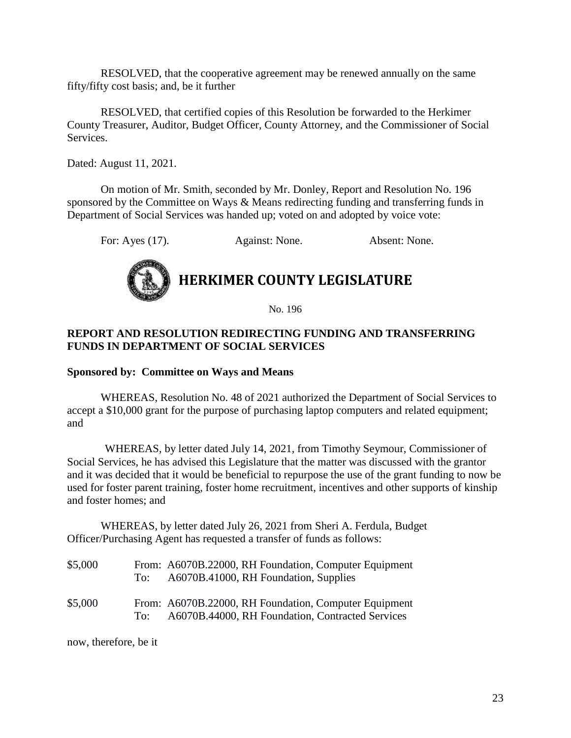RESOLVED, that the cooperative agreement may be renewed annually on the same fifty/fifty cost basis; and, be it further

RESOLVED, that certified copies of this Resolution be forwarded to the Herkimer County Treasurer, Auditor, Budget Officer, County Attorney, and the Commissioner of Social Services.

Dated: August 11, 2021.

On motion of Mr. Smith, seconded by Mr. Donley, Report and Resolution No. 196 sponsored by the Committee on Ways & Means redirecting funding and transferring funds in Department of Social Services was handed up; voted on and adopted by voice vote:

For: Ayes (17). Against: None. Absent: None.

# HERKIMER COUNTY LEGISLATURE

No. 196

**REPORT AND RESOLUTION REDIRECTING FUNDING AND TRANSFERRING FUNDS IN DEPARTMENT OF SOCIAL SERVICES**

**Sponsored by: Committee on Ways and Means**

WHEREAS, Resolution No. 48 of 2021 authorized the Department of Social Services to accept a $10,000 grant for the purpose of purchasing laptop computers and related equipment; and

WHEREAS, by letter dated July 14, 2021, from Timothy Seymour, Commissioner of Social Services, he has advised this Legislature that the matter was discussed with the grantor and it was decided that it would be beneficial to repurpose the use of the grant funding to now be used for foster parent training, foster home recruitment, incentives and other supports of kinship and foster homes; and

WHEREAS, by letter dated July 26, 2021 from Sheri A. Ferdula, Budget Officer/Purchasing Agent has requested a transfer of funds as follows:

$5,000 From: A6070B.22000, RH Foundation, Computer Equipment
To: A6070B.41000, RH Foundation, Supplies

$5,000 From: A6070B.22000, RH Foundation, Computer Equipment
To: A6070B.44000, RH Foundation, Contracted Services

now, therefore, be it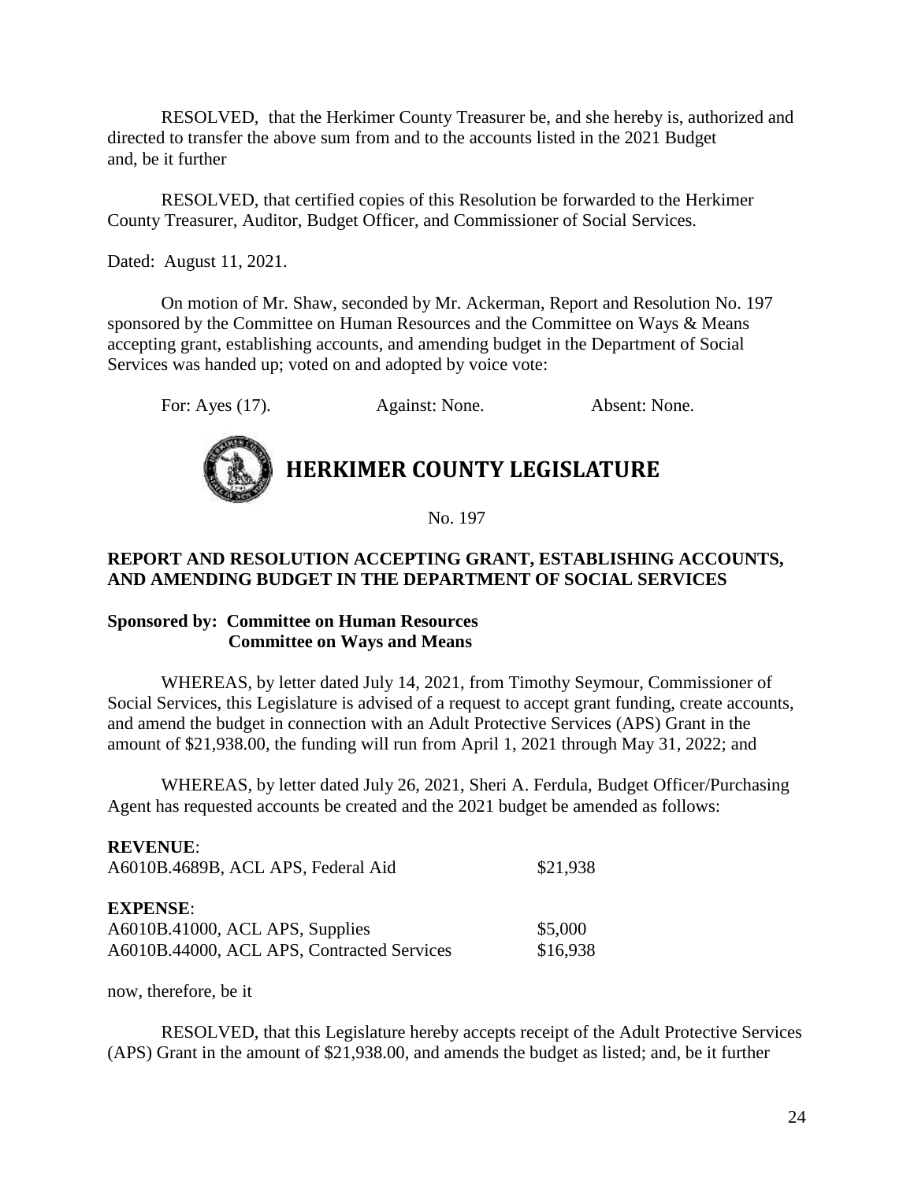RESOLVED, that the Herkimer County Treasurer be, and she hereby is, authorized and directed to transfer the above sum from and to the accounts listed in the 2021 Budget and, be it further

RESOLVED, that certified copies of this Resolution be forwarded to the Herkimer County Treasurer, Auditor, Budget Officer, and Commissioner of Social Services.

Dated: August 11, 2021.

On motion of Mr. Shaw, seconded by Mr. Ackerman, Report and Resolution No. 197 sponsored by the Committee on Human Resources and the Committee on Ways & Means accepting grant, establishing accounts, and amending budget in the Department of Social Services was handed up; voted on and adopted by voice vote:

For: Ayes (17). Against: None. Absent: None.

# HERKIMER COUNTY LEGISLATURE

No. 197

**REPORT AND RESOLUTION ACCEPTING GRANT, ESTABLISHING ACCOUNTS, AND AMENDING BUDGET IN THE DEPARTMENT OF SOCIAL SERVICES**

**Sponsored by: Committee on Human Resources**
**Committee on Ways and Means**

WHEREAS, by letter dated July 14, 2021, from Timothy Seymour, Commissioner of Social Services, this Legislature is advised of a request to accept grant funding, create accounts, and amend the budget in connection with an Adult Protective Services (APS) Grant in the amount of $21,938.00, the funding will run from April 1, 2021 through May 31, 2022; and

WHEREAS, by letter dated July 26, 2021, Sheri A. Ferdula, Budget Officer/Purchasing Agent has requested accounts be created and the 2021 budget be amended as follows:

**REVENUE**:

| | |
|---|---|
| A6010B.4689B, ACL APS, Federal Aid | $21,938 |

**EXPENSE**:

| | |
|---|---|
| A6010B.41000, ACL APS, Supplies | $5,000 |
| A6010B.44000, ACL APS, Contracted Services | $16,938 |

now, therefore, be it

RESOLVED, that this Legislature hereby accepts receipt of the Adult Protective Services (APS) Grant in the amount of $21,938.00, and amends the budget as listed; and, be it further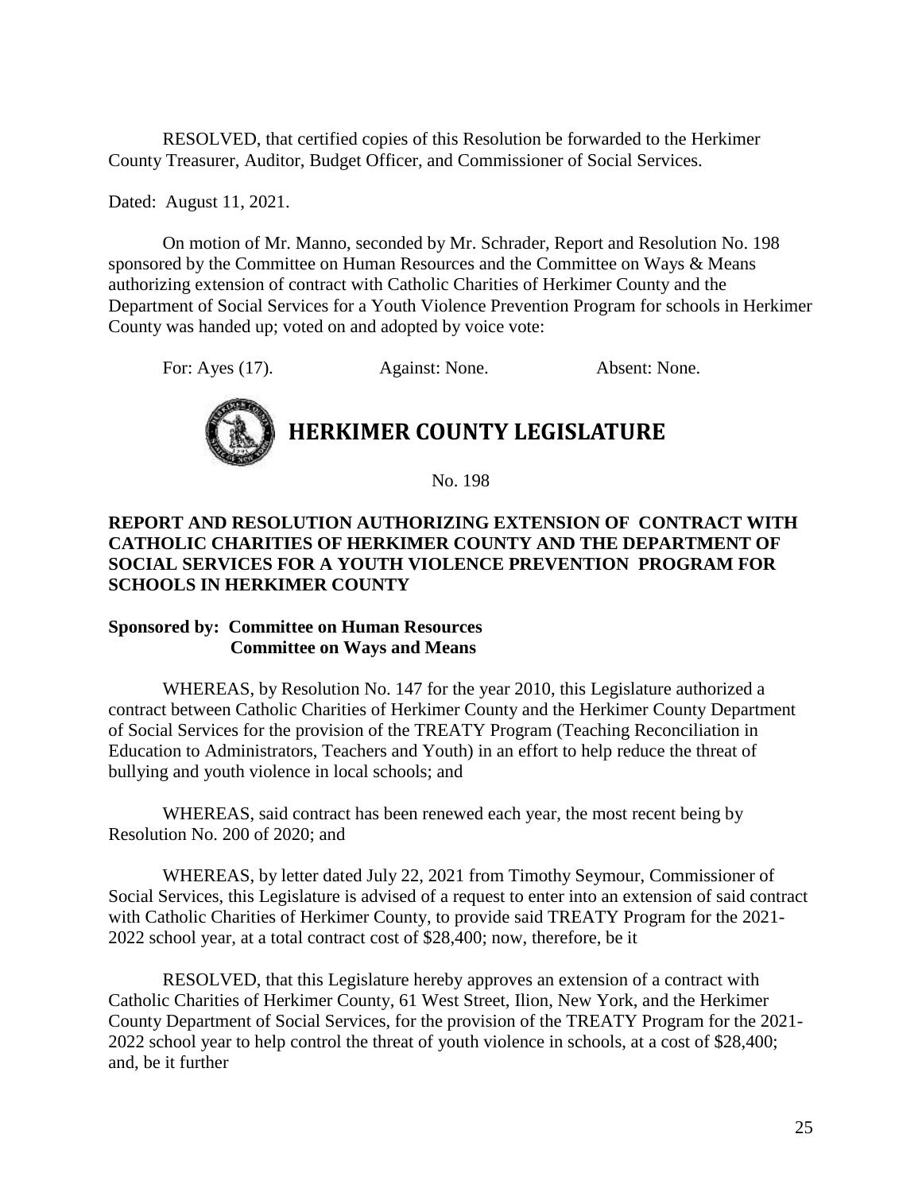RESOLVED, that certified copies of this Resolution be forwarded to the Herkimer County Treasurer, Auditor, Budget Officer, and Commissioner of Social Services.

Dated: August 11, 2021.

On motion of Mr. Manno, seconded by Mr. Schrader, Report and Resolution No. 198 sponsored by the Committee on Human Resources and the Committee on Ways & Means authorizing extension of contract with Catholic Charities of Herkimer County and the Department of Social Services for a Youth Violence Prevention Program for schools in Herkimer County was handed up; voted on and adopted by voice vote:

For: Ayes (17). Against: None. Absent: None.

# HERKIMER COUNTY LEGISLATURE

No. 198

**REPORT AND RESOLUTION AUTHORIZING EXTENSION OF CONTRACT WITH CATHOLIC CHARITIES OF HERKIMER COUNTY AND THE DEPARTMENT OF SOCIAL SERVICES FOR A YOUTH VIOLENCE PREVENTION PROGRAM FOR SCHOOLS IN HERKIMER COUNTY**

**Sponsored by: Committee on Human Resources**
**Committee on Ways and Means**

WHEREAS, by Resolution No. 147 for the year 2010, this Legislature authorized a contract between Catholic Charities of Herkimer County and the Herkimer County Department of Social Services for the provision of the TREATY Program (Teaching Reconciliation in Education to Administrators, Teachers and Youth) in an effort to help reduce the threat of bullying and youth violence in local schools; and

WHEREAS, said contract has been renewed each year, the most recent being by Resolution No. 200 of 2020; and

WHEREAS, by letter dated July 22, 2021 from Timothy Seymour, Commissioner of Social Services, this Legislature is advised of a request to enter into an extension of said contract with Catholic Charities of Herkimer County, to provide said TREATY Program for the 2021-2022 school year, at a total contract cost of $28,400; now, therefore, be it

RESOLVED, that this Legislature hereby approves an extension of a contract with Catholic Charities of Herkimer County, 61 West Street, Ilion, New York, and the Herkimer County Department of Social Services, for the provision of the TREATY Program for the 2021-2022 school year to help control the threat of youth violence in schools, at a cost of $28,400; and, be it further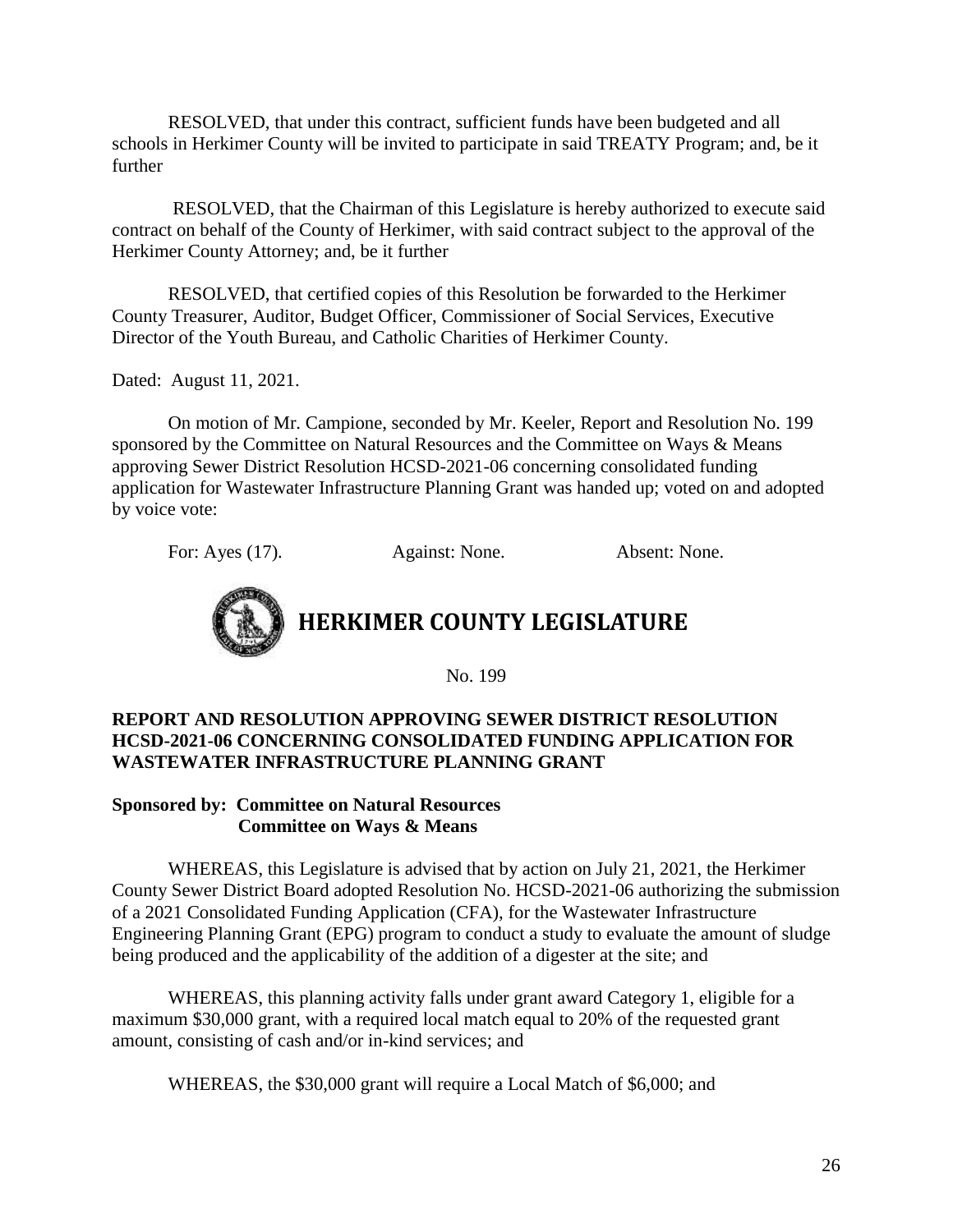RESOLVED, that under this contract, sufficient funds have been budgeted and all schools in Herkimer County will be invited to participate in said TREATY Program; and, be it further

RESOLVED, that the Chairman of this Legislature is hereby authorized to execute said contract on behalf of the County of Herkimer, with said contract subject to the approval of the Herkimer County Attorney; and, be it further

RESOLVED, that certified copies of this Resolution be forwarded to the Herkimer County Treasurer, Auditor, Budget Officer, Commissioner of Social Services, Executive Director of the Youth Bureau, and Catholic Charities of Herkimer County.

Dated: August 11, 2021.

On motion of Mr. Campione, seconded by Mr. Keeler, Report and Resolution No. 199 sponsored by the Committee on Natural Resources and the Committee on Ways & Means approving Sewer District Resolution HCSD-2021-06 concerning consolidated funding application for Wastewater Infrastructure Planning Grant was handed up; voted on and adopted by voice vote:

For: Ayes (17). Against: None. Absent: None.

# HERKIMER COUNTY LEGISLATURE

No. 199

**REPORT AND RESOLUTION APPROVING SEWER DISTRICT RESOLUTION HCSD-2021-06 CONCERNING CONSOLIDATED FUNDING APPLICATION FOR WASTEWATER INFRASTRUCTURE PLANNING GRANT**

**Sponsored by: Committee on Natural Resources**
**Committee on Ways & Means**

WHEREAS, this Legislature is advised that by action on July 21, 2021, the Herkimer County Sewer District Board adopted Resolution No. HCSD-2021-06 authorizing the submission of a 2021 Consolidated Funding Application (CFA), for the Wastewater Infrastructure Engineering Planning Grant (EPG) program to conduct a study to evaluate the amount of sludge being produced and the applicability of the addition of a digester at the site; and

WHEREAS, this planning activity falls under grant award Category 1, eligible for a maximum $30,000 grant, with a required local match equal to 20% of the requested grant amount, consisting of cash and/or in-kind services; and

WHEREAS, the $30,000 grant will require a Local Match of $6,000; and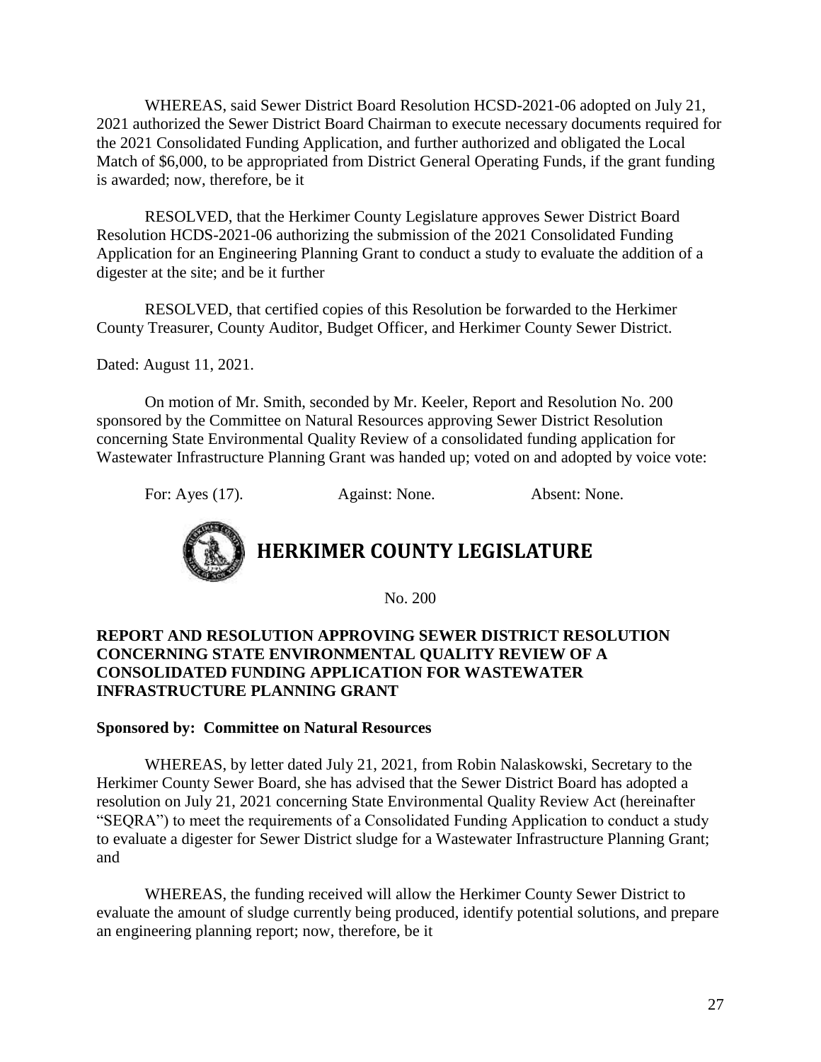WHEREAS, said Sewer District Board Resolution HCSD-2021-06 adopted on July 21, 2021 authorized the Sewer District Board Chairman to execute necessary documents required for the 2021 Consolidated Funding Application, and further authorized and obligated the Local Match of $6,000, to be appropriated from District General Operating Funds, if the grant funding is awarded; now, therefore, be it

RESOLVED, that the Herkimer County Legislature approves Sewer District Board Resolution HCDS-2021-06 authorizing the submission of the 2021 Consolidated Funding Application for an Engineering Planning Grant to conduct a study to evaluate the addition of a digester at the site; and be it further

RESOLVED, that certified copies of this Resolution be forwarded to the Herkimer County Treasurer, County Auditor, Budget Officer, and Herkimer County Sewer District.

Dated: August 11, 2021.

On motion of Mr. Smith, seconded by Mr. Keeler, Report and Resolution No. 200 sponsored by the Committee on Natural Resources approving Sewer District Resolution concerning State Environmental Quality Review of a consolidated funding application for Wastewater Infrastructure Planning Grant was handed up; voted on and adopted by voice vote:

For: Ayes (17). Against: None. Absent: None.

# HERKIMER COUNTY LEGISLATURE

No. 200

**REPORT AND RESOLUTION APPROVING SEWER DISTRICT RESOLUTION CONCERNING STATE ENVIRONMENTAL QUALITY REVIEW OF A CONSOLIDATED FUNDING APPLICATION FOR WASTEWATER INFRASTRUCTURE PLANNING GRANT**

**Sponsored by: Committee on Natural Resources**

WHEREAS, by letter dated July 21, 2021, from Robin Nalaskowski, Secretary to the Herkimer County Sewer Board, she has advised that the Sewer District Board has adopted a resolution on July 21, 2021 concerning State Environmental Quality Review Act (hereinafter "SEQRA") to meet the requirements of a Consolidated Funding Application to conduct a study to evaluate a digester for Sewer District sludge for a Wastewater Infrastructure Planning Grant; and

WHEREAS, the funding received will allow the Herkimer County Sewer District to evaluate the amount of sludge currently being produced, identify potential solutions, and prepare an engineering planning report; now, therefore, be it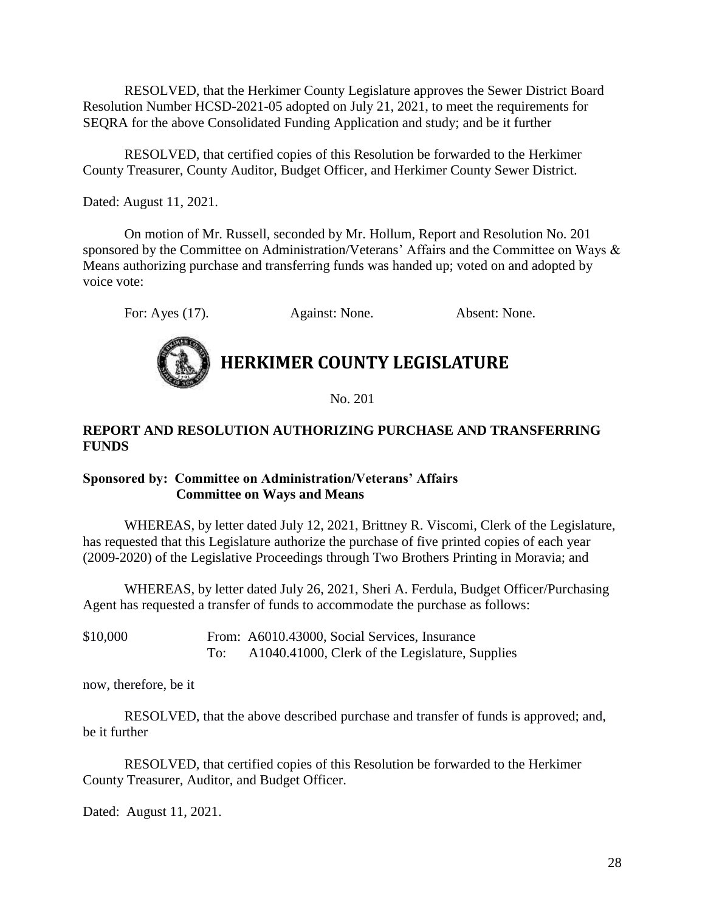RESOLVED, that the Herkimer County Legislature approves the Sewer District Board Resolution Number HCSD-2021-05 adopted on July 21, 2021, to meet the requirements for SEQRA for the above Consolidated Funding Application and study; and be it further

RESOLVED, that certified copies of this Resolution be forwarded to the Herkimer County Treasurer, County Auditor, Budget Officer, and Herkimer County Sewer District.

Dated: August 11, 2021.

On motion of Mr. Russell, seconded by Mr. Hollum, Report and Resolution No. 201 sponsored by the Committee on Administration/Veterans' Affairs and the Committee on Ways & Means authorizing purchase and transferring funds was handed up; voted on and adopted by voice vote:

For: Ayes (17). Against: None. Absent: None.

# HERKIMER COUNTY LEGISLATURE

No. 201

**REPORT AND RESOLUTION AUTHORIZING PURCHASE AND TRANSFERRING FUNDS**

**Sponsored by: Committee on Administration/Veterans' Affairs**
**Committee on Ways and Means**

WHEREAS, by letter dated July 12, 2021, Brittney R. Viscomi, Clerk of the Legislature, has requested that this Legislature authorize the purchase of five printed copies of each year (2009-2020) of the Legislative Proceedings through Two Brothers Printing in Moravia; and

WHEREAS, by letter dated July 26, 2021, Sheri A. Ferdula, Budget Officer/Purchasing Agent has requested a transfer of funds to accommodate the purchase as follows:

$10,000 From: A6010.43000, Social Services, Insurance
To: A1040.41000, Clerk of the Legislature, Supplies

now, therefore, be it

RESOLVED, that the above described purchase and transfer of funds is approved; and, be it further

RESOLVED, that certified copies of this Resolution be forwarded to the Herkimer County Treasurer, Auditor, and Budget Officer.

Dated: August 11, 2021.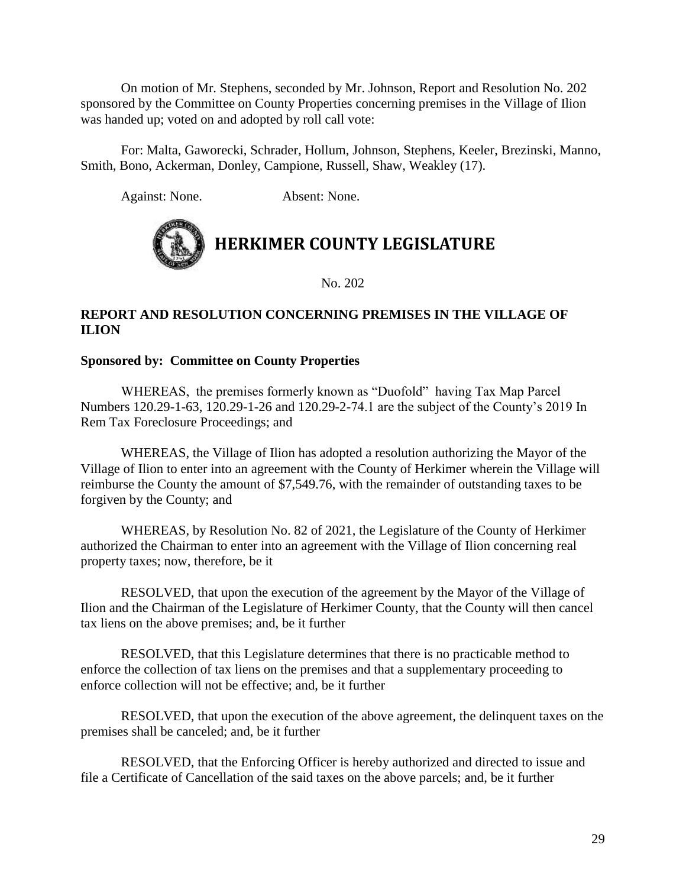On motion of Mr. Stephens, seconded by Mr. Johnson, Report and Resolution No. 202 sponsored by the Committee on County Properties concerning premises in the Village of Ilion was handed up; voted on and adopted by roll call vote:

For: Malta, Gaworecki, Schrader, Hollum, Johnson, Stephens, Keeler, Brezinski, Manno, Smith, Bono, Ackerman, Donley, Campione, Russell, Shaw, Weakley (17).

Against: None. Absent: None.

# HERKIMER COUNTY LEGISLATURE

No. 202

**REPORT AND RESOLUTION CONCERNING PREMISES IN THE VILLAGE OF ILION**

**Sponsored by: Committee on County Properties**

WHEREAS, the premises formerly known as "Duofold" having Tax Map Parcel Numbers 120.29-1-63, 120.29-1-26 and 120.29-2-74.1 are the subject of the County's 2019 In Rem Tax Foreclosure Proceedings; and

WHEREAS, the Village of Ilion has adopted a resolution authorizing the Mayor of the Village of Ilion to enter into an agreement with the County of Herkimer wherein the Village will reimburse the County the amount of $7,549.76, with the remainder of outstanding taxes to be forgiven by the County; and

WHEREAS, by Resolution No. 82 of 2021, the Legislature of the County of Herkimer authorized the Chairman to enter into an agreement with the Village of Ilion concerning real property taxes; now, therefore, be it

RESOLVED, that upon the execution of the agreement by the Mayor of the Village of Ilion and the Chairman of the Legislature of Herkimer County, that the County will then cancel tax liens on the above premises; and, be it further

RESOLVED, that this Legislature determines that there is no practicable method to enforce the collection of tax liens on the premises and that a supplementary proceeding to enforce collection will not be effective; and, be it further

RESOLVED, that upon the execution of the above agreement, the delinquent taxes on the premises shall be canceled; and, be it further

RESOLVED, that the Enforcing Officer is hereby authorized and directed to issue and file a Certificate of Cancellation of the said taxes on the above parcels; and, be it further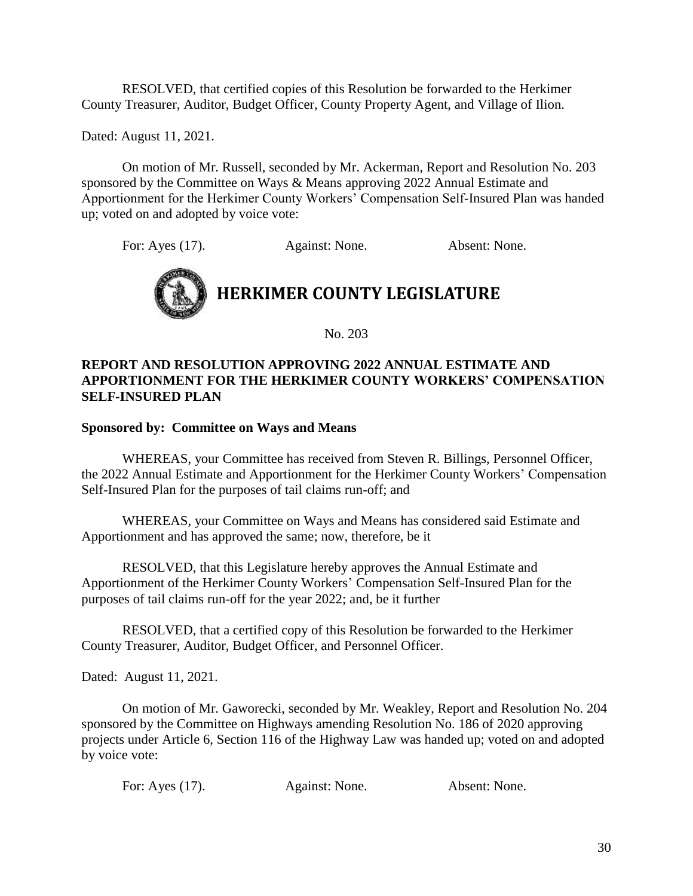RESOLVED, that certified copies of this Resolution be forwarded to the Herkimer County Treasurer, Auditor, Budget Officer, County Property Agent, and Village of Ilion.

Dated: August 11, 2021.

On motion of Mr. Russell, seconded by Mr. Ackerman, Report and Resolution No. 203 sponsored by the Committee on Ways & Means approving 2022 Annual Estimate and Apportionment for the Herkimer County Workers' Compensation Self-Insured Plan was handed up; voted on and adopted by voice vote:

For: Ayes (17). Against: None. Absent: None.

# HERKIMER COUNTY LEGISLATURE

No. 203

**REPORT AND RESOLUTION APPROVING 2022 ANNUAL ESTIMATE AND APPORTIONMENT FOR THE HERKIMER COUNTY WORKERS' COMPENSATION SELF-INSURED PLAN**

**Sponsored by: Committee on Ways and Means**

WHEREAS, your Committee has received from Steven R. Billings, Personnel Officer, the 2022 Annual Estimate and Apportionment for the Herkimer County Workers' Compensation Self-Insured Plan for the purposes of tail claims run-off; and

WHEREAS, your Committee on Ways and Means has considered said Estimate and Apportionment and has approved the same; now, therefore, be it

RESOLVED, that this Legislature hereby approves the Annual Estimate and Apportionment of the Herkimer County Workers' Compensation Self-Insured Plan for the purposes of tail claims run-off for the year 2022; and, be it further

RESOLVED, that a certified copy of this Resolution be forwarded to the Herkimer County Treasurer, Auditor, Budget Officer, and Personnel Officer.

Dated: August 11, 2021.

On motion of Mr. Gaworecki, seconded by Mr. Weakley, Report and Resolution No. 204 sponsored by the Committee on Highways amending Resolution No. 186 of 2020 approving projects under Article 6, Section 116 of the Highway Law was handed up; voted on and adopted by voice vote:

For: Ayes (17). Against: None. Absent: None.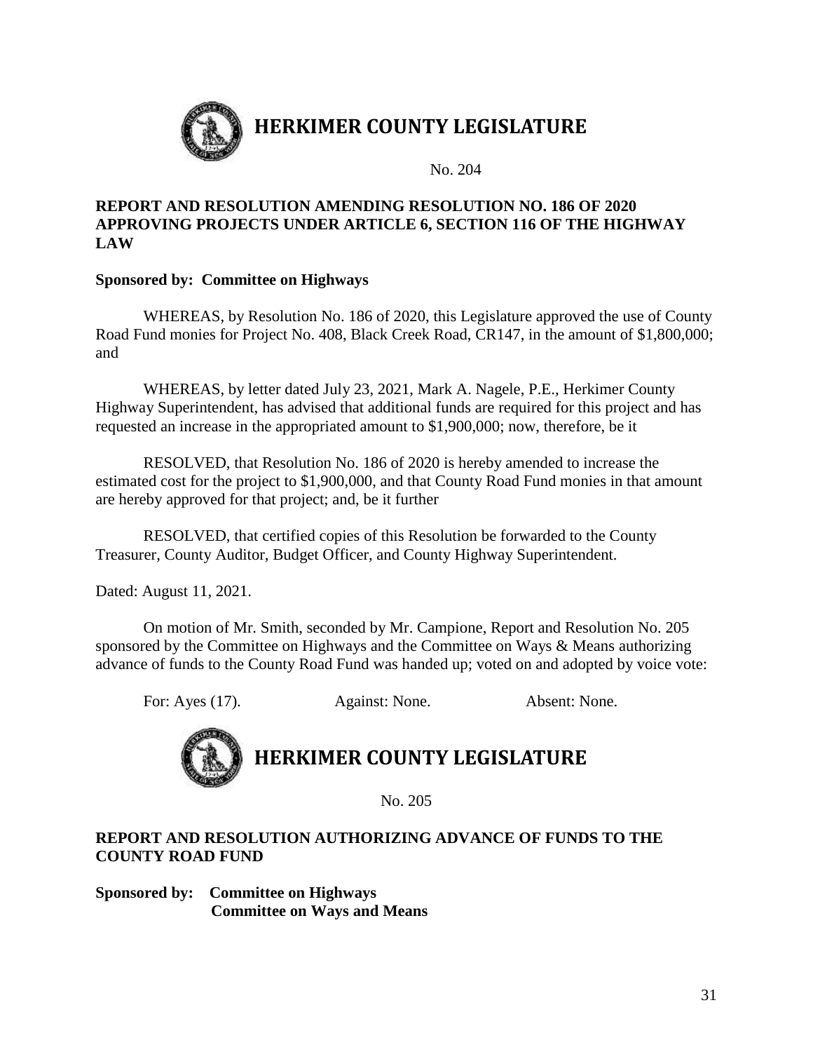# HERKIMER COUNTY LEGISLATURE

No. 204

**REPORT AND RESOLUTION AMENDING RESOLUTION NO. 186 OF 2020 APPROVING PROJECTS UNDER ARTICLE 6, SECTION 116 OF THE HIGHWAY LAW**

**Sponsored by: Committee on Highways**

WHEREAS, by Resolution No. 186 of 2020, this Legislature approved the use of County Road Fund monies for Project No. 408, Black Creek Road, CR147, in the amount of $1,800,000; and

WHEREAS, by letter dated July 23, 2021, Mark A. Nagele, P.E., Herkimer County Highway Superintendent, has advised that additional funds are required for this project and has requested an increase in the appropriated amount to $1,900,000; now, therefore, be it

RESOLVED, that Resolution No. 186 of 2020 is hereby amended to increase the estimated cost for the project to $1,900,000, and that County Road Fund monies in that amount are hereby approved for that project; and, be it further

RESOLVED, that certified copies of this Resolution be forwarded to the County Treasurer, County Auditor, Budget Officer, and County Highway Superintendent.

Dated: August 11, 2021.

On motion of Mr. Smith, seconded by Mr. Campione, Report and Resolution No. 205 sponsored by the Committee on Highways and the Committee on Ways & Means authorizing advance of funds to the County Road Fund was handed up; voted on and adopted by voice vote:

For: Ayes (17). Against: None. Absent: None.

# HERKIMER COUNTY LEGISLATURE

No. 205

**REPORT AND RESOLUTION AUTHORIZING ADVANCE OF FUNDS TO THE COUNTY ROAD FUND**

**Sponsored by: Committee on Highways**
**Committee on Ways and Means**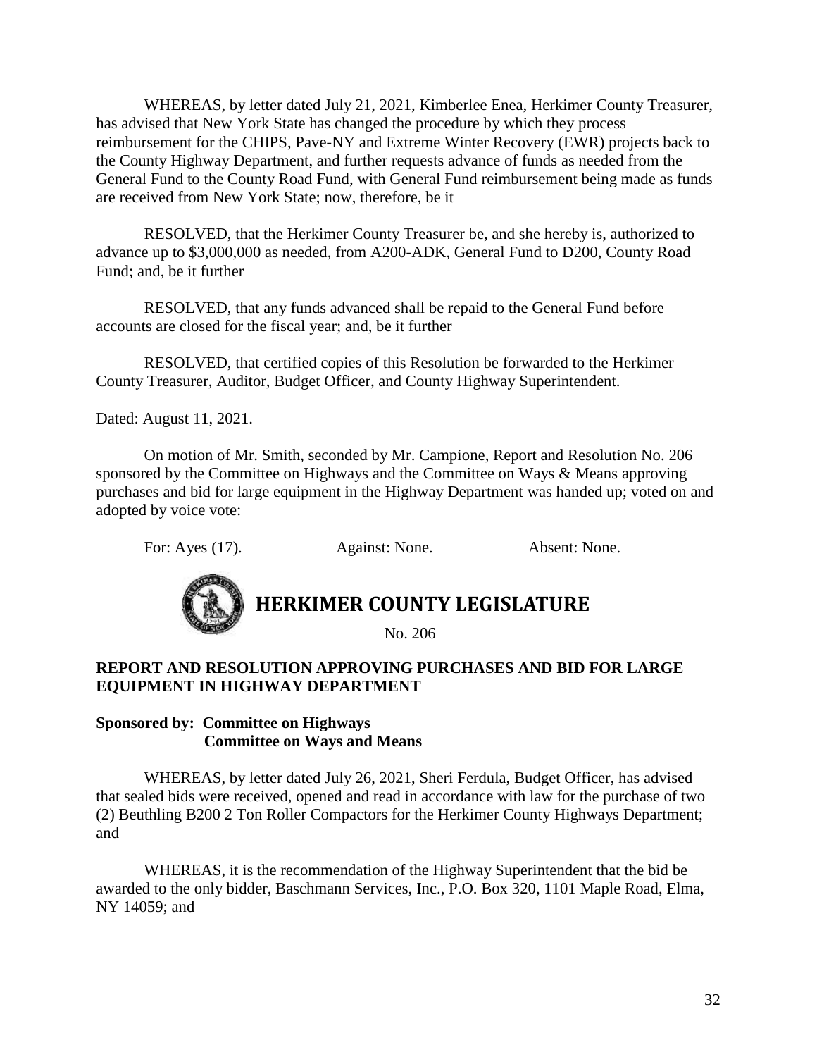WHEREAS, by letter dated July 21, 2021, Kimberlee Enea, Herkimer County Treasurer, has advised that New York State has changed the procedure by which they process reimbursement for the CHIPS, Pave-NY and Extreme Winter Recovery (EWR) projects back to the County Highway Department, and further requests advance of funds as needed from the General Fund to the County Road Fund, with General Fund reimbursement being made as funds are received from New York State; now, therefore, be it

RESOLVED, that the Herkimer County Treasurer be, and she hereby is, authorized to advance up to $3,000,000 as needed, from A200-ADK, General Fund to D200, County Road Fund; and, be it further

RESOLVED, that any funds advanced shall be repaid to the General Fund before accounts are closed for the fiscal year; and, be it further

RESOLVED, that certified copies of this Resolution be forwarded to the Herkimer County Treasurer, Auditor, Budget Officer, and County Highway Superintendent.

Dated: August 11, 2021.

On motion of Mr. Smith, seconded by Mr. Campione, Report and Resolution No. 206 sponsored by the Committee on Highways and the Committee on Ways & Means approving purchases and bid for large equipment in the Highway Department was handed up; voted on and adopted by voice vote:

For: Ayes (17). Against: None. Absent: None.

# HERKIMER COUNTY LEGISLATURE

No. 206

**REPORT AND RESOLUTION APPROVING PURCHASES AND BID FOR LARGE EQUIPMENT IN HIGHWAY DEPARTMENT**

**Sponsored by: Committee on Highways**
**Committee on Ways and Means**

WHEREAS, by letter dated July 26, 2021, Sheri Ferdula, Budget Officer, has advised that sealed bids were received, opened and read in accordance with law for the purchase of two (2) Beuthling B200 2 Ton Roller Compactors for the Herkimer County Highways Department; and

WHEREAS, it is the recommendation of the Highway Superintendent that the bid be awarded to the only bidder, Baschmann Services, Inc., P.O. Box 320, 1101 Maple Road, Elma, NY 14059; and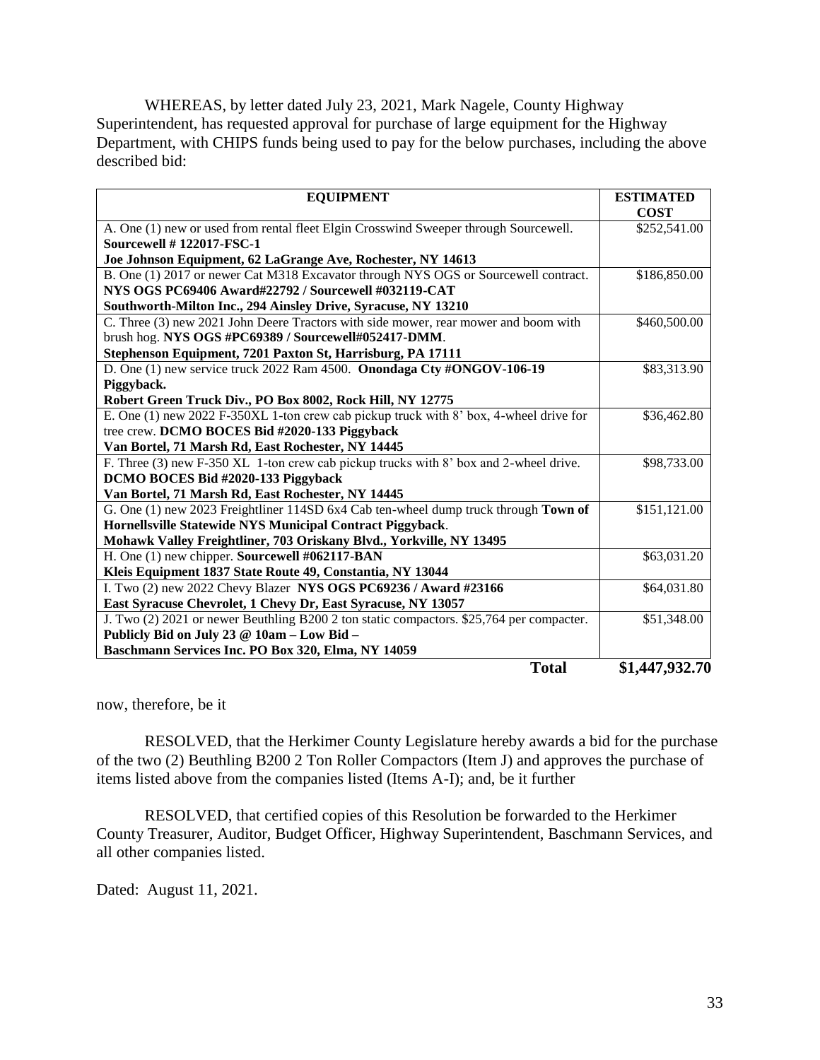WHEREAS, by letter dated July 23, 2021, Mark Nagele, County Highway Superintendent, has requested approval for purchase of large equipment for the Highway Department, with CHIPS funds being used to pay for the below purchases, including the above described bid:

| EQUIPMENT | ESTIMATED COST |
|---|---|
| A. One (1) new or used from rental fleet Elgin Crosswind Sweeper through Sourcewell. **Sourcewell # 122017-FSC-1** **Joe Johnson Equipment, 62 LaGrange Ave, Rochester, NY 14613** | $252,541.00 |
| B. One (1) 2017 or newer Cat M318 Excavator through NYS OGS or Sourcewell contract. **NYS OGS PC69406 Award#22792 / Sourcewell #032119-CAT** **Southworth-Milton Inc., 294 Ainsley Drive, Syracuse, NY 13210** | $186,850.00 |
| C. Three (3) new 2021 John Deere Tractors with side mower, rear mower and boom with brush hog. **NYS OGS #PC69389 / Sourcewell#052417-DMM**. **Stephenson Equipment, 7201 Paxton St, Harrisburg, PA 17111** | $460,500.00 |
| D. One (1) new service truck 2022 Ram 4500. **Onondaga Cty #ONGOV-106-19 Piggyback.** **Robert Green Truck Div., PO Box 8002, Rock Hill, NY 12775** | $83,313.90 |
| E. One (1) new 2022 F-350XL 1-ton crew cab pickup truck with 8' box, 4-wheel drive for tree crew. **DCMO BOCES Bid #2020-133 Piggyback** **Van Bortel, 71 Marsh Rd, East Rochester, NY 14445** | $36,462.80 |
| F. Three (3) new F-350 XL 1-ton crew cab pickup trucks with 8' box and 2-wheel drive. **DCMO BOCES Bid #2020-133 Piggyback** **Van Bortel, 71 Marsh Rd, East Rochester, NY 14445** | $98,733.00 |
| G. One (1) new 2023 Freightliner 114SD 6x4 Cab ten-wheel dump truck through **Town of Hornellsville Statewide NYS Municipal Contract Piggyback**. **Mohawk Valley Freightliner, 703 Oriskany Blvd., Yorkville, NY 13495** | $151,121.00 |
| H. One (1) new chipper. **Sourcewell #062117-BAN** **Kleis Equipment 1837 State Route 49, Constantia, NY 13044** | $63,031.20 |
| I. Two (2) new 2022 Chevy Blazer **NYS OGS PC69236 / Award #23166** **East Syracuse Chevrolet, 1 Chevy Dr, East Syracuse, NY 13057** | $64,031.80 |
| J. Two (2) 2021 or newer Beuthling B200 2 ton static compactors. $25,764 per compacter. **Publicly Bid on July 23 @ 10am – Low Bid –** **Baschmann Services Inc. PO Box 320, Elma, NY 14059** | $51,348.00 |
| **Total** | **$1,447,932.70** |

now, therefore, be it

RESOLVED, that the Herkimer County Legislature hereby awards a bid for the purchase of the two (2) Beuthling B200 2 Ton Roller Compactors (Item J) and approves the purchase of items listed above from the companies listed (Items A-I); and, be it further

RESOLVED, that certified copies of this Resolution be forwarded to the Herkimer County Treasurer, Auditor, Budget Officer, Highway Superintendent, Baschmann Services, and all other companies listed.

Dated: August 11, 2021.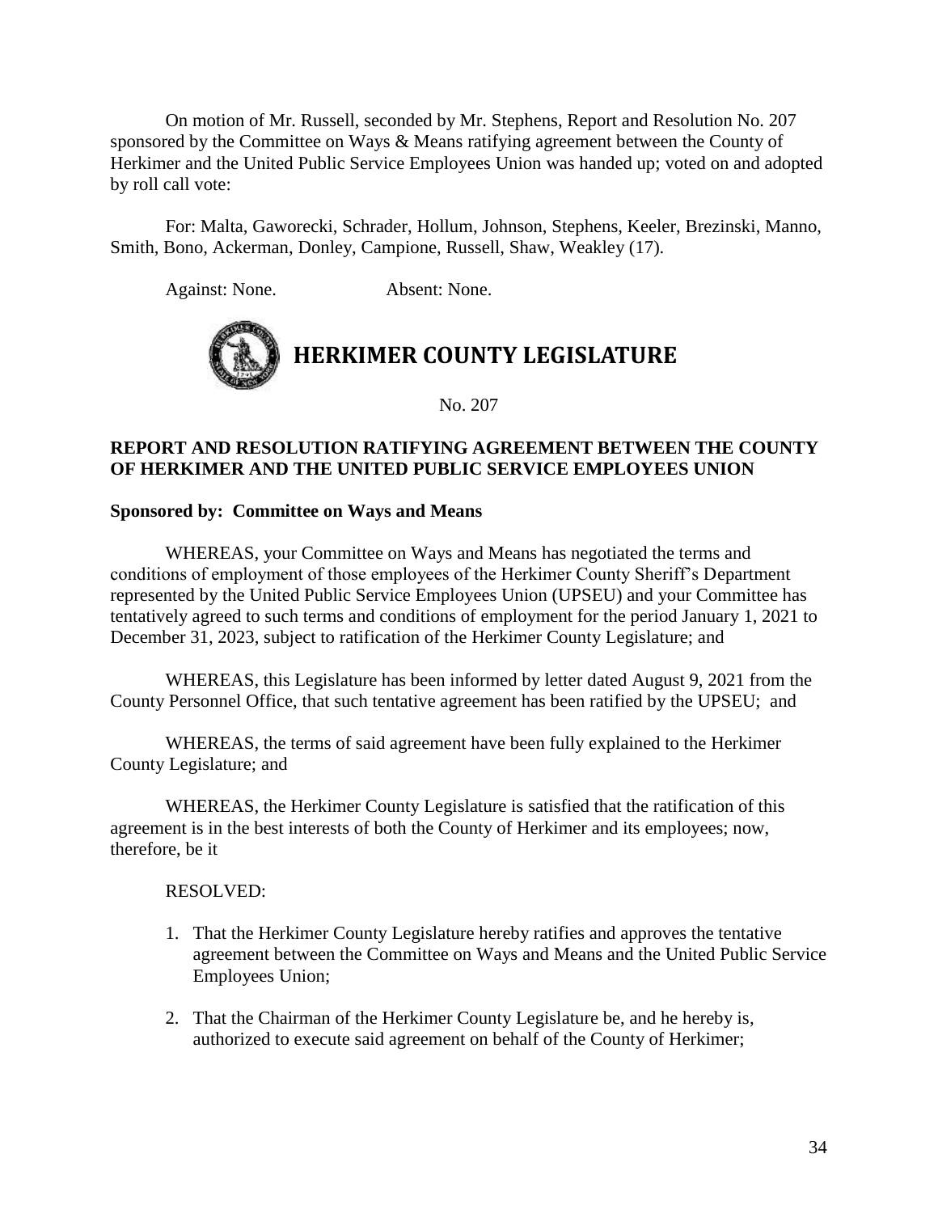On motion of Mr. Russell, seconded by Mr. Stephens, Report and Resolution No. 207 sponsored by the Committee on Ways & Means ratifying agreement between the County of Herkimer and the United Public Service Employees Union was handed up; voted on and adopted by roll call vote:

For: Malta, Gaworecki, Schrader, Hollum, Johnson, Stephens, Keeler, Brezinski, Manno, Smith, Bono, Ackerman, Donley, Campione, Russell, Shaw, Weakley (17).

Against: None. Absent: None.

# HERKIMER COUNTY LEGISLATURE

No. 207

**REPORT AND RESOLUTION RATIFYING AGREEMENT BETWEEN THE COUNTY OF HERKIMER AND THE UNITED PUBLIC SERVICE EMPLOYEES UNION**

**Sponsored by: Committee on Ways and Means**

WHEREAS, your Committee on Ways and Means has negotiated the terms and conditions of employment of those employees of the Herkimer County Sheriff's Department represented by the United Public Service Employees Union (UPSEU) and your Committee has tentatively agreed to such terms and conditions of employment for the period January 1, 2021 to December 31, 2023, subject to ratification of the Herkimer County Legislature; and

WHEREAS, this Legislature has been informed by letter dated August 9, 2021 from the County Personnel Office, that such tentative agreement has been ratified by the UPSEU; and

WHEREAS, the terms of said agreement have been fully explained to the Herkimer County Legislature; and

WHEREAS, the Herkimer County Legislature is satisfied that the ratification of this agreement is in the best interests of both the County of Herkimer and its employees; now, therefore, be it

RESOLVED:

1. That the Herkimer County Legislature hereby ratifies and approves the tentative agreement between the Committee on Ways and Means and the United Public Service Employees Union;

2. That the Chairman of the Herkimer County Legislature be, and he hereby is, authorized to execute said agreement on behalf of the County of Herkimer;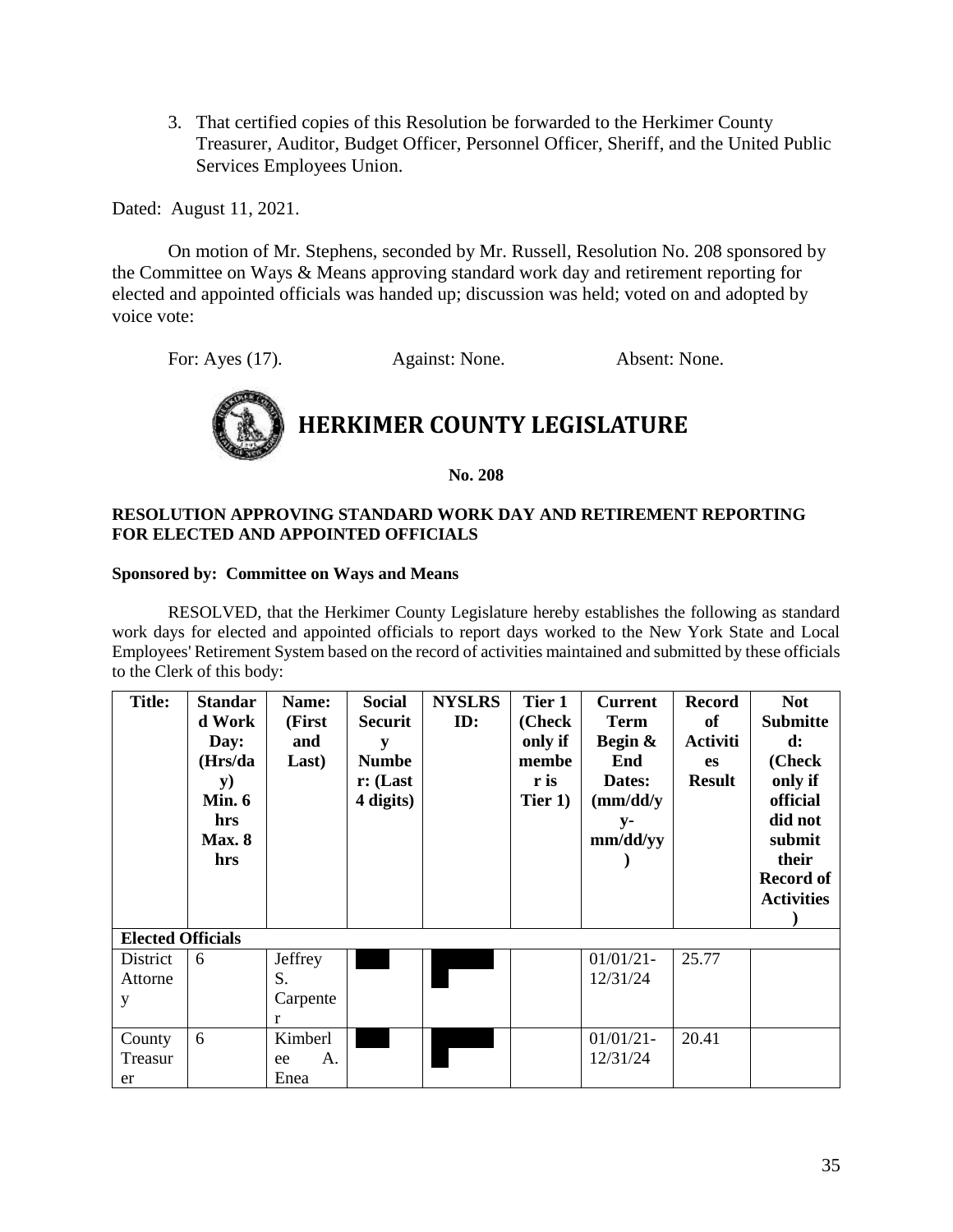3. That certified copies of this Resolution be forwarded to the Herkimer County Treasurer, Auditor, Budget Officer, Personnel Officer, Sheriff, and the United Public Services Employees Union.

Dated: August 11, 2021.

On motion of Mr. Stephens, seconded by Mr. Russell, Resolution No. 208 sponsored by the Committee on Ways & Means approving standard work day and retirement reporting for elected and appointed officials was handed up; discussion was held; voted on and adopted by voice vote:

For: Ayes (17). Against: None. Absent: None.

# HERKIMER COUNTY LEGISLATURE

**No. 208**

**RESOLUTION APPROVING STANDARD WORK DAY AND RETIREMENT REPORTING FOR ELECTED AND APPOINTED OFFICIALS**

**Sponsored by: Committee on Ways and Means**

RESOLVED, that the Herkimer County Legislature hereby establishes the following as standard work days for elected and appointed officials to report days worked to the New York State and Local Employees' Retirement System based on the record of activities maintained and submitted by these officials to the Clerk of this body:

| Title: | Standard Work Day: (Hrs/day) Min. 6 hrs Max. 8 hrs | Name: (First and Last) | Social Security Number: (Last 4 digits) | NYSLRS ID: | Tier 1 (Check only if member is Tier 1) | Current Term Begin & End Dates: (mm/dd/yy-mm/dd/yy) | Record of Activities Result | Not Submitted: (Check only if official did not submit their Record of Activities) |
|---|---|---|---|---|---|---|---|---|
| **Elected Officials** | | | | | | | | |
| District Attorney | 6 | Jeffrey S. Carpenter | | | | 01/01/21-12/31/24 | 25.77 | |
| County Treasurer | 6 | Kimberlee A. Enea | | | | 01/01/21-12/31/24 | 20.41 | |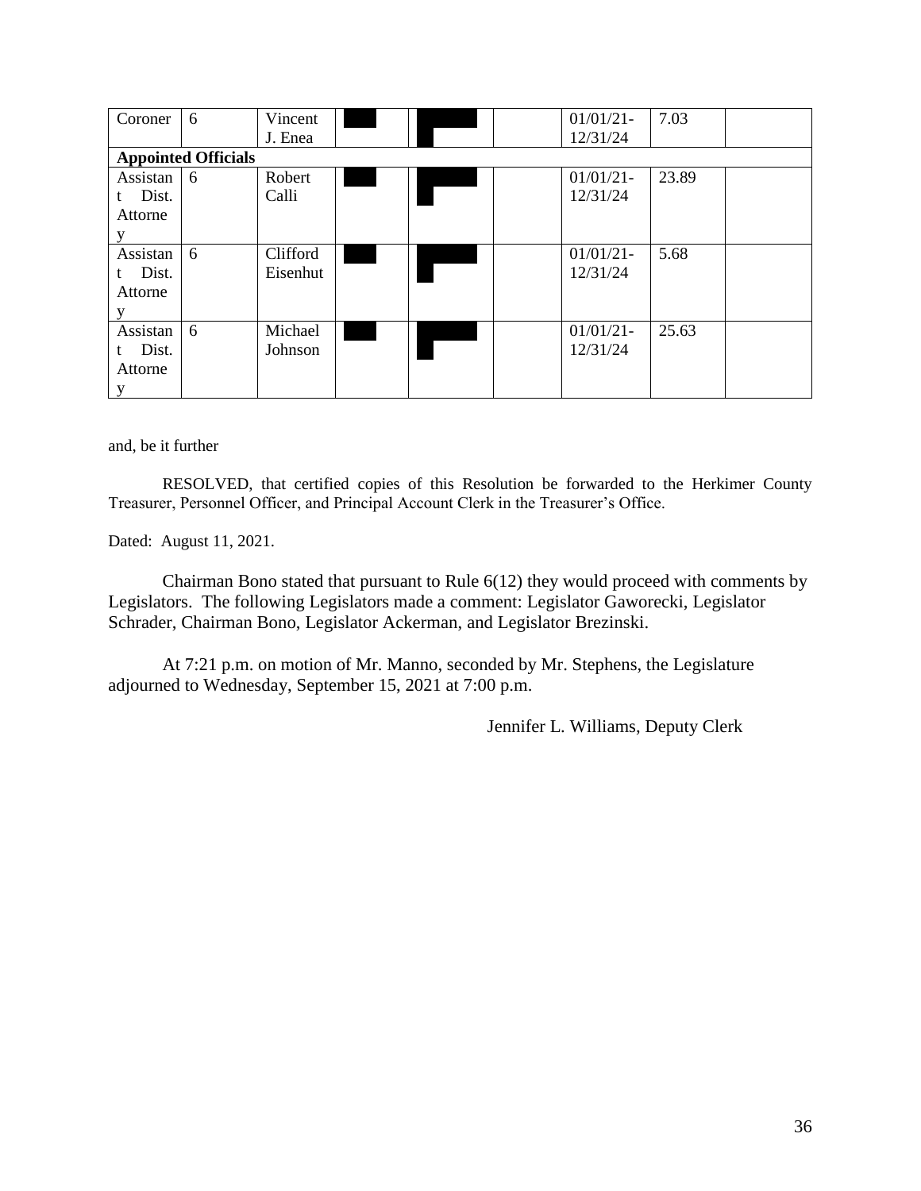| | | | | | | | | |
|---|---|---|---|---|---|---|---|---|
| Coroner | 6 | Vincent J. Enea | | | | 01/01/21-12/31/24 | 7.03 | |
| **Appointed Officials** | | | | | | | | |
| Assistant Dist. Attorney | 6 | Robert Calli | | | | 01/01/21-12/31/24 | 23.89 | |
| Assistant Dist. Attorney | 6 | Clifford Eisenhut | | | | 01/01/21-12/31/24 | 5.68 | |
| Assistant Dist. Attorney | 6 | Michael Johnson | | | | 01/01/21-12/31/24 | 25.63 | |

and, be it further

RESOLVED, that certified copies of this Resolution be forwarded to the Herkimer County Treasurer, Personnel Officer, and Principal Account Clerk in the Treasurer's Office.

Dated: August 11, 2021.

Chairman Bono stated that pursuant to Rule 6(12) they would proceed with comments by Legislators. The following Legislators made a comment: Legislator Gaworecki, Legislator Schrader, Chairman Bono, Legislator Ackerman, and Legislator Brezinski.

At 7:21 p.m. on motion of Mr. Manno, seconded by Mr. Stephens, the Legislature adjourned to Wednesday, September 15, 2021 at 7:00 p.m.

Jennifer L. Williams, Deputy Clerk